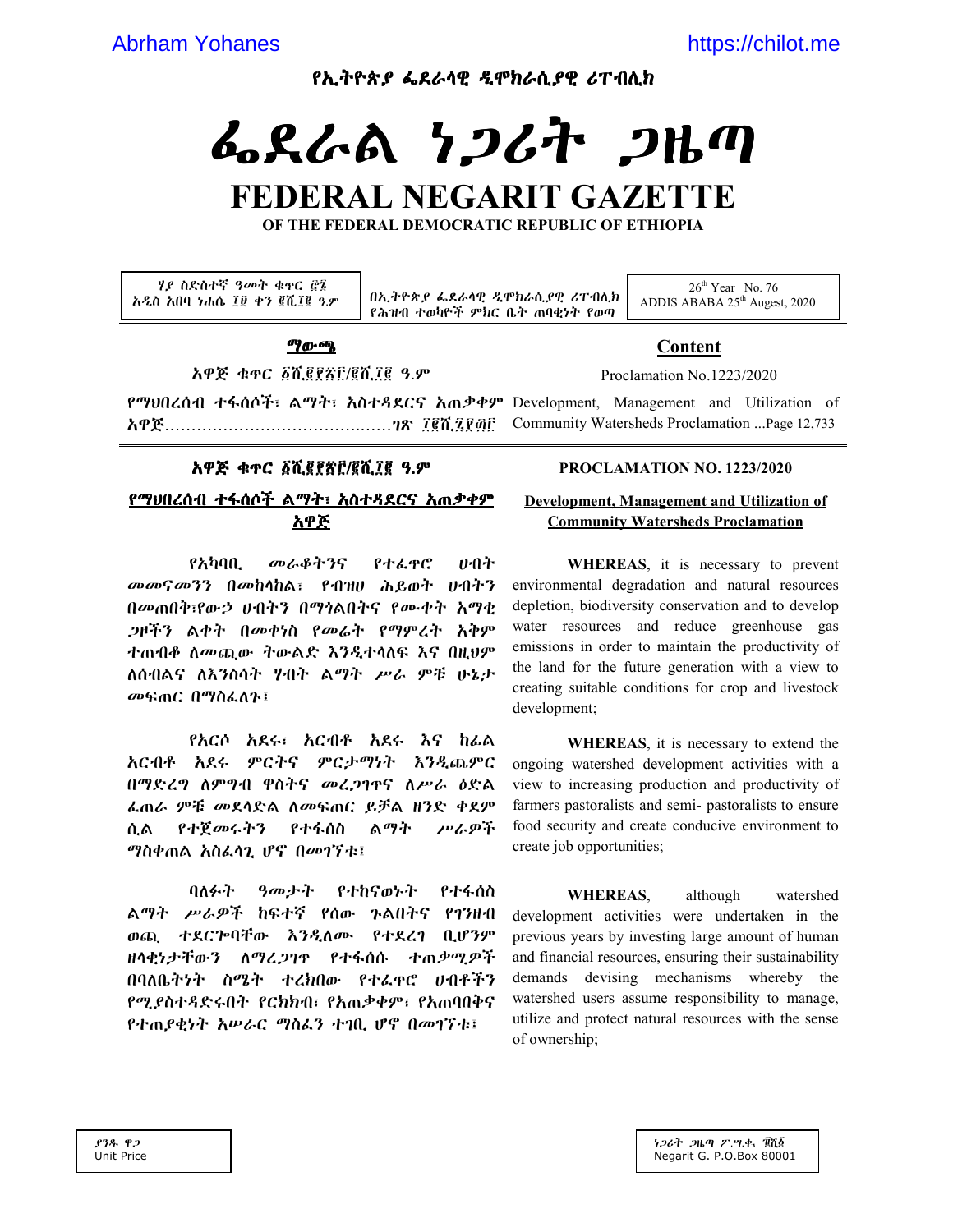የኢትዮጵያ ፌደራላዊ ዲሞክራሲያዊ ሪፐብሊክ

# ፌደራል ነጋሪት ጋዜጣ

# FEDERAL NEGARIT GAZETTE

**OF THE FEDERAL DEMOCRATIC REPUBLIC OF ETHIOPIA**

ሃያ ስድስተኛ ዓመት ቁጥር ፸፮
አዲስ አበባ ነሐሴ ፲፱ ቀን ፪ሺ፲፪ ዓ.ም

በኢትዮጵያ ፌደራላዊ ዲሞክራሲያዊ ሪፐብሊክ የሕዝብ ተወካዮች ምክር ቤት ጠባቂነት የወጣ

26th Year No. 76
ADDIS ABABA 25th Augest, 2020

## ማውጫ

አዋጅ ቁጥር ፩ሺ፪፻፳፫/፪ሺ፲፪ ዓ.ም

የማህበረሰብ ተፋሰሶች፣ ልማት፣ አስተዳደርና አጠቃቀም አዋጅ……………………………………ገጽ ፲፪ሺ፯፻፴፫

## Content

Proclamation No.1223/2020

Development, Management and Utilization of Community Watersheds Proclamation ...Page 12,733

### አዋጅ ቁጥር ፩ሺ፪፻፳፫/፪ሺ፲፪ ዓ.ም

### የማህበረሰብ ተፋሰሶች ልማት፣ አስተዳደርና አጠቃቀም አዋጅ

የአካባቢ መራቆትንና የተፈጥሮ ሀብት መመናመንን በመከላከል፣ የብዝሀ ሕይወት ሀብትን በመጠበቅ፣የውኃ ሀብትን በማጎልበትና የሙቀት አማቂ ጋዞችን ልቀት በመቀነስ የመሬት የማምረት አቅም ተጠብቆ ለመጪው ትውልድ እንዲተላለፍ እና በዚህም ለሰብልና ለእንስሳት ሃብት ልማት ሥራ ምቹ ሁኔታ መፍጠር በማስፈለጉ፤

የአርሶ አደሩ፣ አርብቶ አደሩ እና ከፊል አርብቶ አደሩ ምርትና ምርታማነት እንዲጨምር በማድረግ ለምግብ ዋስትና መረጋገጥና ለሥራ ዕድል ፈጠራ ምቹ መደላድል ለመፍጠር ይቻል ዘንድ ቀደም ሲል የተጀመሩትን የተፋሰስ ልማት ሥራዎች ማስቀጠል አስፈላጊ ሆኖ በመገኘቱ፤

ባለፉት ዓመታት የተከናወኑት የተፋሰስ ልማት ሥራዎች ከፍተኛ የሰው ጉልበትና የገንዘብ ወጪ ተደርጎባቸው እንዲለሙ የተደረገ ቢሆንም ዘላቂነታቸውን ለማረጋገጥ የተፋሰሱ ተጠቃሚዎች በባለቤትነት ስሜት ተረክበው የተፈጥሮ ሀብቶችን የሚያስተዳድሩበት የርክክብ፣ የአጠቃቀም፣ የአጠባበቅና የተጠያቂነት አሠራር ማስፈን ተገቢ ሆኖ በመገኘቱ፤

### PROCLAMATION NO. 1223/2020

### Development, Management and Utilization of Community Watersheds Proclamation

**WHEREAS**, it is necessary to prevent environmental degradation and natural resources depletion, biodiversity conservation and to develop water resources and reduce greenhouse gas emissions in order to maintain the productivity of the land for the future generation with a view to creating suitable conditions for crop and livestock development;

**WHEREAS**, it is necessary to extend the ongoing watershed development activities with a view to increasing production and productivity of farmers pastoralists and semi- pastoralists to ensure food security and create conducive environment to create job opportunities;

**WHEREAS**, although watershed development activities were undertaken in the previous years by investing large amount of human and financial resources, ensuring their sustainability demands devising mechanisms whereby the watershed users assume responsibility to manage, utilize and protect natural resources with the sense of ownership;

ያንዱ ዋጋ
Unit Price

ነጋሪት ጋዜጣ ፖ.ሣ.ቁ. ፹ሺ፩
Negarit G. P.O.Box 80001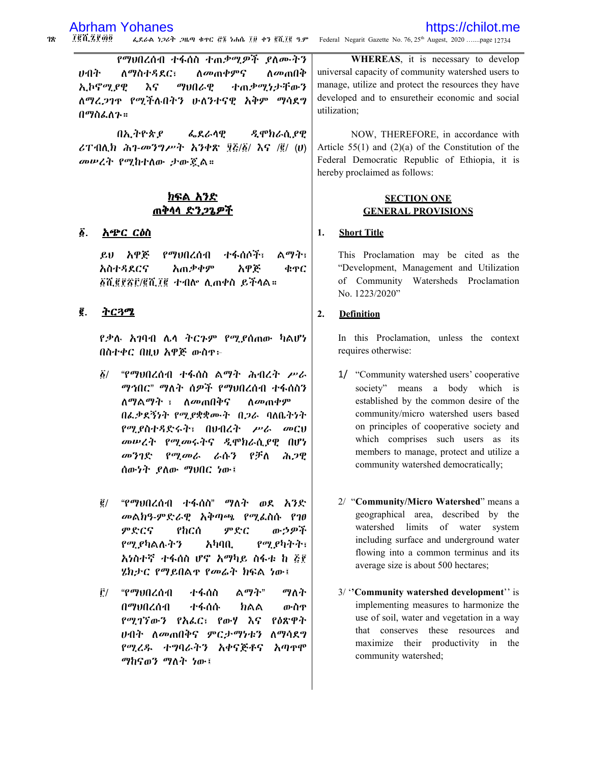የማህበረሰብ ተፋሰስ ተጠቃሚዎች ያለሙትን ሀብት ለማስተዳደር፣ ለመጠቀምና ለመጠበቅ ኢኮኖሚያዊ እና ማህበራዊ ተጠቃሚነታቸውን ለማረጋገጥ የሚችሉበትን ሁለንተናዊ አቅም ማሳደግ በማስፈለጉ።

በኢትዮጵያ ፌደራላዊ ዲሞክራሲያዊ ሪፐብሊክ ሕገ-መንግሥት አንቀጽ ፶፭/፩/ እና /፪/ (ሀ) መሠረት የሚከተለው ታውጇል።

## ክፍል አንድ
## ጠቅላላ ድንጋጌዎች

### ፩. አጭር ርዕስ

ይህ አዋጅ የማህበረሰብ ተፋሰሶች፣ ልማት፣ አስተዳደርና አጠቃቀም አዋጅ ቁጥር ፩ሺ፪፻፳፫/፪ሺ፲፪ ተብሎ ሊጠቀስ ይችላል።

### ፪. ትርጓሜ

የቃሉ አገባብ ሌላ ትርጉም የሚያሰጠው ካልሆነ በስተቀር በዚህ አዋጅ ውስጥ፦

፩/ “የማህበረሰብ ተፋሰስ ልማት ሕብረት ሥራ ማኅበር” ማለት ሰዎች የማህበረሰብ ተፋሰስን ለማልማት ፣ ለመጠበቅና ለመጠቀም በፈቃደኝነት የሚያቋቁሙት በጋራ ባለቤትነት የሚያስተዳድሩት፣ በህብረት ሥራ መርህ መሠረት የሚመሩትና ዲሞክራሲያዊ በሆነ መንገድ የሚመራ ራሱን የቻለ ሕጋዊ ሰውነት ያለው ማህበር ነው፤

፪/ “የማህበረሰብ ተፋሰስ” ማለት ወደ አንድ መልክዓ-ምድራዊ አቅጣጫ የሚፈስሱ የገፀ ምድርና የከርሰ ምድር ውኃዎች የሚያካልሉትን አካባቢ የሚያካትት፣ አነስተኛ ተፋሰስ ሆኖ አማካይ ስፋቱ ከ ፭፻ ሄክታር የማይበልጥ የመሬት ክፍል ነው፤

፫/ “የማህበረሰብ ተፋሰስ ልማት” ማለት በማህበረሰብ ተፋሰሱ ክልል ውስጥ የሚገኘውን የአፈር፣ የውሃ እና የዕጽዋት ሀብት ለመጠበቅና ምርታማነቱን ለማሳደግ የሚረዱ ተግባራትን አቀናጅቶና አጣጥሞ ማከናወን ማለት ነው፤

WHEREAS, it is necessary to develop universal capacity of community watershed users to manage, utilize and protect the resources they have developed and to ensuretheir economic and social utilization;

NOW, THEREFORE, in accordance with Article 55(1) and (2)(a) of the Constitution of the Federal Democratic Republic of Ethiopia, it is hereby proclaimed as follows:

## SECTION ONE
## GENERAL PROVISIONS

### 1. Short Title

This Proclamation may be cited as the “Development, Management and Utilization of Community Watersheds Proclamation No. 1223/2020”

### 2. Definition

In this Proclamation, unless the context requires otherwise:

1/ “Community watershed users’ cooperative society” means a body which is established by the common desire of the community/micro watershed users based on principles of cooperative society and which comprises such users as its members to manage, protect and utilize a community watershed democratically;

2/ “**Community/Micro Watershed**” means a geographical area, described by the watershed limits of water system including surface and underground water flowing into a common terminus and its average size is about 500 hectares;

3/ “**Community watershed development**” is implementing measures to harmonize the use of soil, water and vegetation in a way that conserves these resources and maximize their productivity in the community watershed;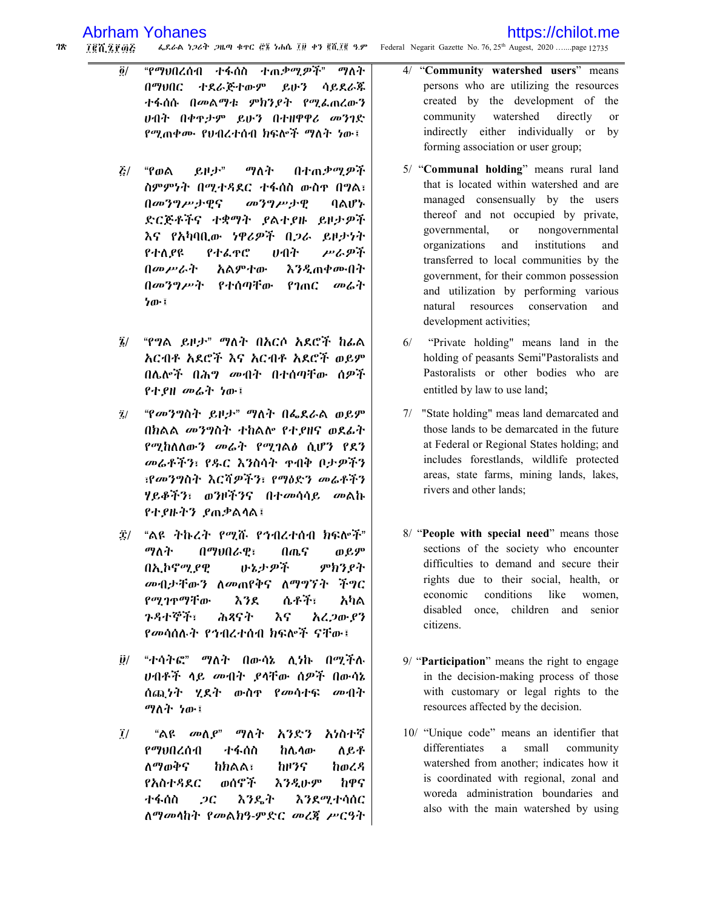፬/ "የማህበረሰብ ተፋሰስ ተጠቃሚዎች" ማለት በማህበር ተደራጅተውም ይሁን ሳይደራጁ ተፋሰሱ በመልማቱ ምክንያት የሚፈጠረውን ሀብት በቀጥታም ይሁን በተዘዋዋሪ መንገድ የሚጠቀሙ የህብረተሰብ ክፍሎች ማለት ነው፣

፭/ "የወል ይዞታ" ማለት በተጠቃሚዎች ስምምነት በሚተዳደር ተፋሰስ ውስጥ በግል፣ በመንግሥታዊና መንግሥታዊ ባልሆኑ ድርጅቶችና ተቋማት ያልተያዙ ይዞታዎች እና የአካባቢው ነዋሪዎች በጋራ ይዞታነት የተለያዩ የተፈጥሮ ሀብት ሥራዎች በመሥራት አልምተው እንዲጠቀሙበት በመንግሥት የተሰጣቸው የገጠር መሬት ነው፣

፮/ "የግል ይዞታ" ማለት በአርሶ አደሮች ከፊል አርብቶ አደሮች እና አርብቶ አደሮች ወይም በሌሎች በሕግ መብት በተሰጣቸው ሰዎች የተያዘ መሬት ነው፣

፯/ "የመንግስት ይዞታ" ማለት በፌደራል ወይም በክልል መንግስት ተከልሎ የተያዘና ወደፊት የሚከለለውን መሬት የሚገልፅ ሲሆን የደን መሬቶችን፣ የዱር እንስሳት ጥብቅ ቦታዎችን ፣የመንግስት እርሻዎችን፣ የማዕድን መሬቶችን ሃይቆችን፣ ወንዞችንና በተመሳሳይ መልኩ የተያዙትን ያጠቃልላል፣

፰/ "ልዩ ትኩረት የሚሹ የኅብረተሰብ ክፍሎች" ማለት በማህበራዊ፣ በጤና ወይም በኢኮኖሚያዊ ሁኔታዎች ምክንያት መብታቸውን ለመጠየቅና ለማግኘት ችግር የሚገጥማቸው እንደ ሴቶች፣ አካል ጉዳተኞች፣ ሕጻናት እና አረጋውያን የመሳሰሉት የኅብረተሰብ ክፍሎች ናቸው፣

፱/ "ተሳትፎ" ማለት በውሳኔ ሊነኩ በሚችሉ ሀብቶች ላይ መብት ያላቸው ሰዎች በውሳኔ ሰጪነት ሂደት ውስጥ የመሳተፍ መብት ማለት ነው፣

፲/ "ልዩ መለያ" ማለት አንድን አነስተኛ የማህበረሰብ ተፋሰስ ከሌላው ለይቶ ለማወቅና ከክልል፣ ከዞንና ከወረዳ የአስተዳደር ወሰኖች እንዲሁም ከዋና ተፋሰስ ጋር እንዴት እንደሚተሳሰር ለማመላከት የመልክዓ-ምድር መረጃ ሥርዓት

4/ "**Community watershed users**" means persons who are utilizing the resources created by the development of the community watershed directly or indirectly either individually or by forming association or user group;

5/ "**Communal holding**" means rural land that is located within watershed and are managed consensually by the users thereof and not occupied by private, governmental, or nongovernmental organizations and institutions and transferred to local communities by the government, for their common possession and utilization by performing various natural resources conservation and development activities;

6/ "Private holding" means land in the holding of peasants Semi"Pastoralists and Pastoralists or other bodies who are entitled by law to use land;

7/ "State holding" meas land demarcated and those lands to be demarcated in the future at Federal or Regional States holding; and includes forestlands, wildlife protected areas, state farms, mining lands, lakes, rivers and other lands;

8/ "**People with special need**" means those sections of the society who encounter difficulties to demand and secure their rights due to their social, health, or economic conditions like women, disabled once, children and senior citizens.

9/ "**Participation**" means the right to engage in the decision-making process of those with customary or legal rights to the resources affected by the decision.

10/ "Unique code" means an identifier that differentiates a small community watershed from another; indicates how it is coordinated with regional, zonal and woreda administration boundaries and also with the main watershed by using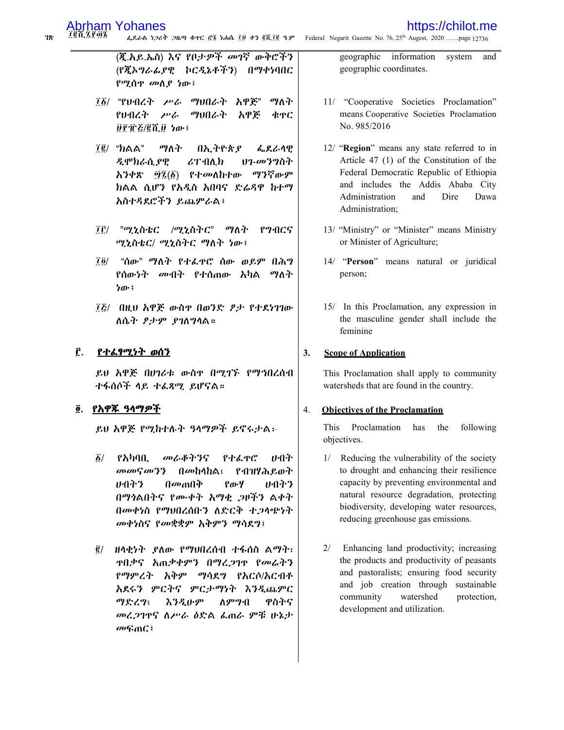(ጂ.አይ.ኤስ) እና የቦታዎች መገኛ ውቅሮችን (የጂኦግራፊያዊ ኮርዲኔቶችን) በማቀነባበር የሚሰጥ መለያ ነው፣

geographic information system and geographic coordinates.

፲፩/ "የህብረት ሥራ ማህበራት አዋጅ" ማለት የህብረት ሥራ ማህበራት አዋጅ ቁጥር ፱፻፹፭/፪ሺ፱ ነው፣

11/ "Cooperative Societies Proclamation" means Cooperative Societies Proclamation No. 985/2016

፲፪/ "ክልል" ማለት በኢትዮጵያ ፌደራላዊ ዲሞክራሲያዊ ሪፐብሊክ ህገ-መንግስት አንቀጽ ፵፯(፩) የተመለከተው ማንኛውም ክልል ሲሆን የአዲስ አበባና ድሬዳዋ ከተማ አስተዳደሮችን ይጨምራል፣

12/ "**Region**" means any state referred to in Article 47 (1) of the Constitution of the Federal Democratic Republic of Ethiopia and includes the Addis Ababa City Administration and Dire Dawa Administration;

፲፫/ "ሚኒስቴር /ሚኒስትር" ማለት የግብርና ሚኒስቴር/ ሚኒስትር ማለት ነው፣

13/ "Ministry" or "Minister" means Ministry or Minister of Agriculture;

፲፬/ "ሰው" ማለት የተፈጥሮ ሰው ወይም በሕግ የሰውነት መብት የተሰጠው አካል ማለት ነው፣

14/ "**Person**" means natural or juridical person;

፲፭/ በዚህ አዋጅ ውስጥ በወንድ ፆታ የተደነገገው ለሴት ፆታም ያገለግላል።

15/ In this Proclamation, any expression in the masculine gender shall include the feminine

## ፫. የተፈፃሚነት ወሰን

## 3. Scope of Application

ይህ አዋጅ በሀገሪቱ ውስጥ በሚገኙ የማኅበረሰብ ተፋሰሶች ላይ ተፈጻሚ ይሆናል።

This Proclamation shall apply to community watersheds that are found in the country.

## ፬. የአዋጁ ዓላማዎች

## 4. Objectives of the Proclamation

ይህ አዋጅ የሚከተሉት ዓላማዎች ይኖሩታል፦

This Proclamation has the following objectives.

፩/ የአካባቢ መራቆትንና የተፈጥሮ ሀብት መመናመንን በመከላከል፣ የብዝሃሕይወት ሀብትን በመጠበቅ የውሃ ሀብትን በማጎልበትና የሙቀት አማቂ ጋዞችን ልቀት በመቀነስ የማህበረሰቡን ለድርቅ ተጋላጭነት መቀነስና የመቋቋም አቅምን ማሳደግ፣

1/ Reducing the vulnerability of the society to drought and enhancing their resilience capacity by preventing environmental and natural resource degradation, protecting biodiversity, developing water resources, reducing greenhouse gas emissions.

፪/ ዘላቂነት ያለው የማህበረሰብ ተፋሰስ ልማት፣ ጥበቃና አጠቃቀምን በማረጋገጥ የመሬትን የማምረት አቅም ማሳደግ የአርሶ/አርብቶ አደሩን ምርትና ምርታማነት እንዲጨምር ማድረግ፣ እንዲሁም ለምግብ ዋስትና መረጋገጥና ለሥራ ዕድል ፈጠራ ምቹ ሁኔታ መፍጠር፣

2/ Enhancing land productivity; increasing the products and productivity of peasants and pastoralists; ensuring food security and job creation through sustainable community watershed protection, development and utilization.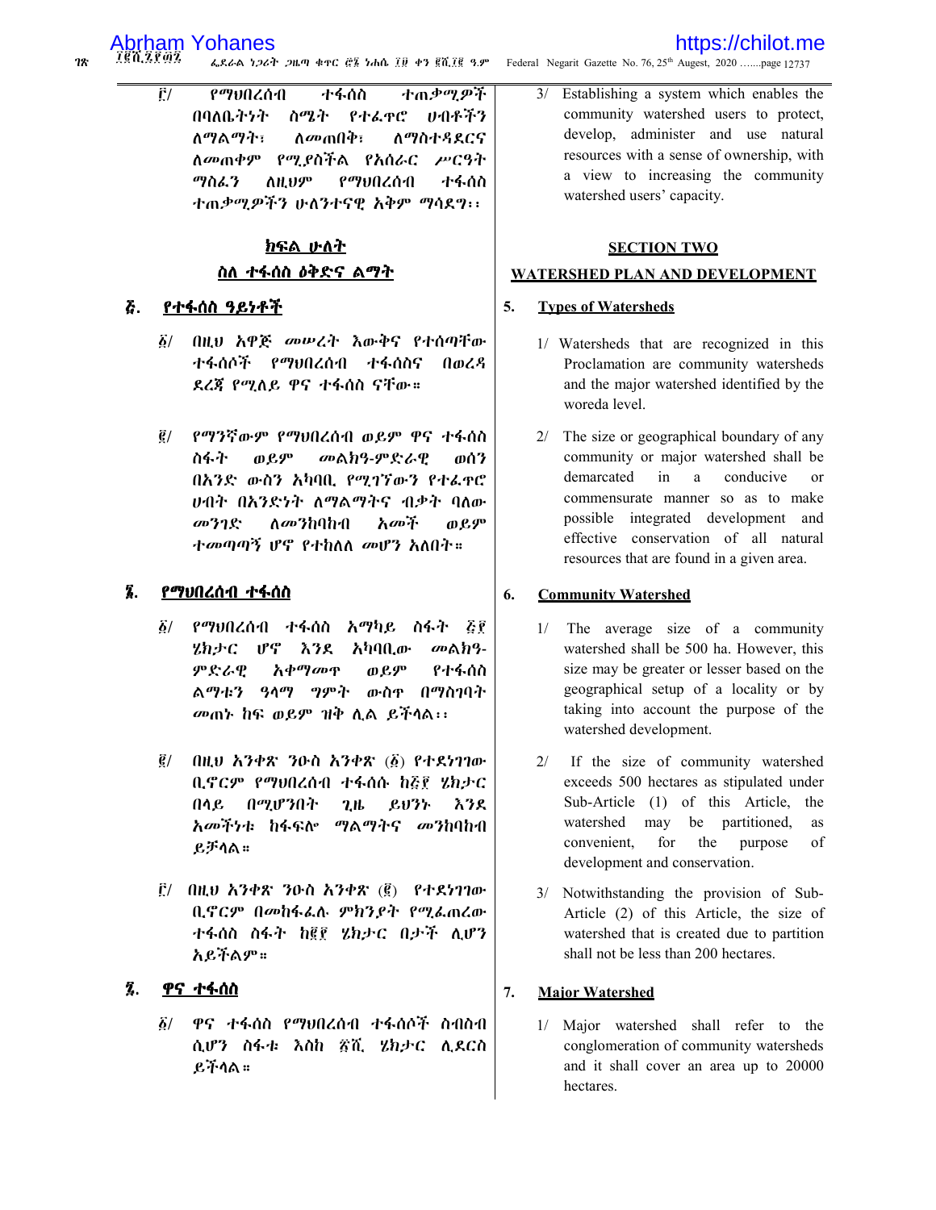፫/ የማህበረሰብ ተፋሰስ ተጠቃሚዎች በባለቤትነት ስሜት የተፈጥሮ ሀብቶችን ለማልማት፣ ለመጠበቅ፣ ለማስተዳደርና ለመጠቀም የሚያስችል የአሰራር ሥርዓት ማስፈን በዚህም የማህበረሰብ ተፋሰስ ተጠቃሚዎችን ሁለንተናዊ አቅም ማሳደግ፡፡

3/ Establishing a system which enables the community watershed users to protect, develop, administer and use natural resources with a sense of ownership, with a view to increasing the community watershed users' capacity.

## ክፍል ሁለት
## ስለ ተፋሰስ ዕቅድና ልማት

## SECTION TWO
## WATERSHED PLAN AND DEVELOPMENT

### ፭. የተፋሰስ ዓይነቶች

፩/ በዚህ አዋጅ መሠረት እውቅና የተሰጣቸው ተፋሰሶች የማህበረሰብ ተፋሰስና በወረዳ ደረጃ የሚለይ ዋና ተፋሰስ ናቸው።

፪/ የማንኛውም የማህበረሰብ ወይም ዋና ተፋሰስ ስፋት ወይም መልክዓ-ምድራዊ ወሰን በአንድ ውስን አካባቢ የሚገኘውን የተፈጥሮ ሀብት በአንድነት ለማልማትና ብቃት ባለው መንገድ ለመንከባከብ አመች ወይም ተመጣጣኝ ሆኖ የተከለለ መሆን አለበት።

### 5. Types of Watersheds

1/ Watersheds that are recognized in this Proclamation are community watersheds and the major watershed identified by the woreda level.

2/ The size or geographical boundary of any community or major watershed shall be demarcated in a conducive or commensurate manner so as to make possible integrated development and effective conservation of all natural resources that are found in a given area.

### ፮. የማህበረሰብ ተፋሰስ

፩/ የማህበረሰብ ተፋሰስ አማካይ ስፋት ፭፻ ሄክታር ሆኖ እንደ አካባቢው መልክዓ-ምድራዊ አቀማመጥ ወይም የተፋሰስ ልማቱን ዓላማ ግምት ውስጥ በማስገባት መጠኑ ከፍ ወይም ዝቅ ሊል ይችላል፡፡

፪/ በዚህ አንቀጽ ንዑስ አንቀጽ (፩) የተደነገገው ቢኖርም የማህበረሰብ ተፋሰሱ ከ፭፻ ሄክታር በላይ በሚሆንበት ጊዜ ይህንኑ እንደ አመችነቱ ከፋፍሎ ማልማትና መንከባከብ ይቻላል።

፫/ በዚህ አንቀጽ ንዑስ አንቀጽ (፪) የተደነገገው ቢኖርም በመከፋፈሉ ምክንያት የሚፈጠረው ተፋሰስ ስፋት ከ፪፻ ሄክታር በታች ሊሆን አይችልም።

### 6. Community Watershed

1/ The average size of a community watershed shall be 500 ha. However, this size may be greater or lesser based on the geographical setup of a locality or by taking into account the purpose of the watershed development.

2/ If the size of community watershed exceeds 500 hectares as stipulated under Sub-Article (1) of this Article, the watershed may be partitioned, as convenient, for the purpose of development and conservation.

3/ Notwithstanding the provision of Sub-Article (2) of this Article, the size of watershed that is created due to partition shall not be less than 200 hectares.

### ፯. ዋና ተፋሰስ

፩/ ዋና ተፋሰስ የማህበረሰብ ተፋሰሶች ስብስብ ሲሆን ስፋቱ እስከ ፳ሺ ሄክታር ሊደርስ ይችላል።

### 7. Major Watershed

1/ Major watershed shall refer to the conglomeration of community watersheds and it shall cover an area up to 20000 hectares.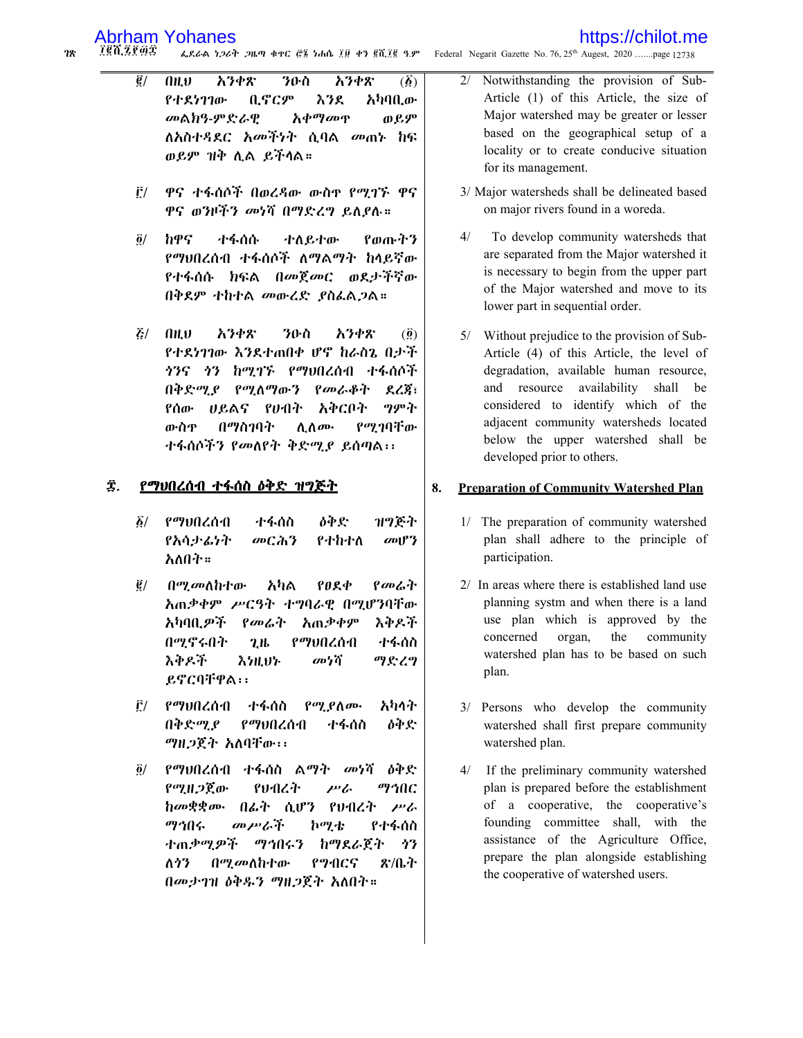፪/ በዚህ አንቀጽ ንዑስ አንቀጽ (፩) የተደነገገው ቢኖርም እንደ አካባቢው መልክዓ-ምድራዊ አቀማመጥ ወይም ለአስተዳደር አመችነት ሲባል መጠኑ ከፍ ወይም ዝቅ ሊል ይችላል።

፫/ ዋና ተፋሰሶች በወረዳው ውስጥ የሚገኙ ዋና ዋና ወንዞችን መነሻ በማድረግ ይለያሉ።

፬/ ከዋና ተፋሰሱ ተለይተው የወጡትን የማህበረሰብ ተፋሰሶች ለማልማት ከላይኛው የተፋሰሱ ክፍል በመጀመር ወደታችኛው በቅደም ተከተል መውረድ ያስፈልጋል።

፭/ በዚህ አንቀጽ ንዑስ አንቀጽ (፬) የተደነገገው እንደተጠበቀ ሆኖ ከራስጌ በታች ጎንና ጎን ከሚገኙ የማህበረሰብ ተፋሰሶች በቅድሚያ የሚለሙትን የመራቆት ደረጃ፣ የሰው ሀይልና የሀብት አቅርቦት ግምት ውስጥ በማስገባት ሊለሙ የሚገባቸው ተፋሰሶችን የመለየት ቅድሚያ ይሰጣል፡፡

## ፰. የማህበረሰብ ተፋሰስ ዕቅድ ዝግጅት

፩/ የማህበረሰብ ተፋሰስ ዕቅድ ዝግጅት የአሳታፊነት መርሕን የተከተለ መሆን አለበት።

፪/ በሚመለከተው አካል የፀደቀ የመሬት አጠቃቀም ሥርዓት ተግባራዊ በሚሆንባቸው አካባቢዎች የመሬት አጠቃቀም እቅዶች በሚኖሩበት ጊዜ የማህበረሰብ ተፋሰስ እቅዶች እነዚህኑ መነሻ ማድረግ ይኖርባቸዋል፡፡

፫/ የማህበረሰብ ተፋሰስ የሚያለሙ አካላት በቅድሚያ የማህበረሰብ ተፋሰስ ዕቅድ ማዘጋጀት አለባቸው፡፡

፬/ የማህበረሰብ ተፋሰስ ልማት መነሻ ዕቅድ የሚዘጋጀው የህብረት ሥራ ማኅበር ከመቋቋሙ በፊት ሲሆን የህብረት ሥራ ማኅበሩ መሥራች ኮሚቴ የተፋሰስ ተጠቃሚዎች ማኅበሩን ከማደራጀት ጎን ለጎን በሚመለከተው የግብርና ጽ/ቤት በመታገዝ ዕቅዱን ማዘጋጀት አለበት።

2/ Notwithstanding the provision of Sub-Article (1) of this Article, the size of Major watershed may be greater or lesser based on the geographical setup of a locality or to create conducive situation for its management.

3/ Major watersheds shall be delineated based on major rivers found in a woreda.

4/ To develop community watersheds that are separated from the Major watershed it is necessary to begin from the upper part of the Major watershed and move to its lower part in sequential order.

5/ Without prejudice to the provision of Sub-Article (4) of this Article, the level of degradation, available human resource, and resource availability shall be considered to identify which of the adjacent community watersheds located below the upper watershed shall be developed prior to others.

## 8. Preparation of Community Watershed Plan

1/ The preparation of community watershed plan shall adhere to the principle of participation.

2/ In areas where there is established land use planning systm and when there is a land use plan which is approved by the concerned organ, the community watershed plan has to be based on such plan.

3/ Persons who develop the community watershed shall first prepare community watershed plan.

4/ If the preliminary community watershed plan is prepared before the establishment of a cooperative, the cooperative's founding committee shall, with the assistance of the Agriculture Office, prepare the plan alongside establishing the cooperative of watershed users.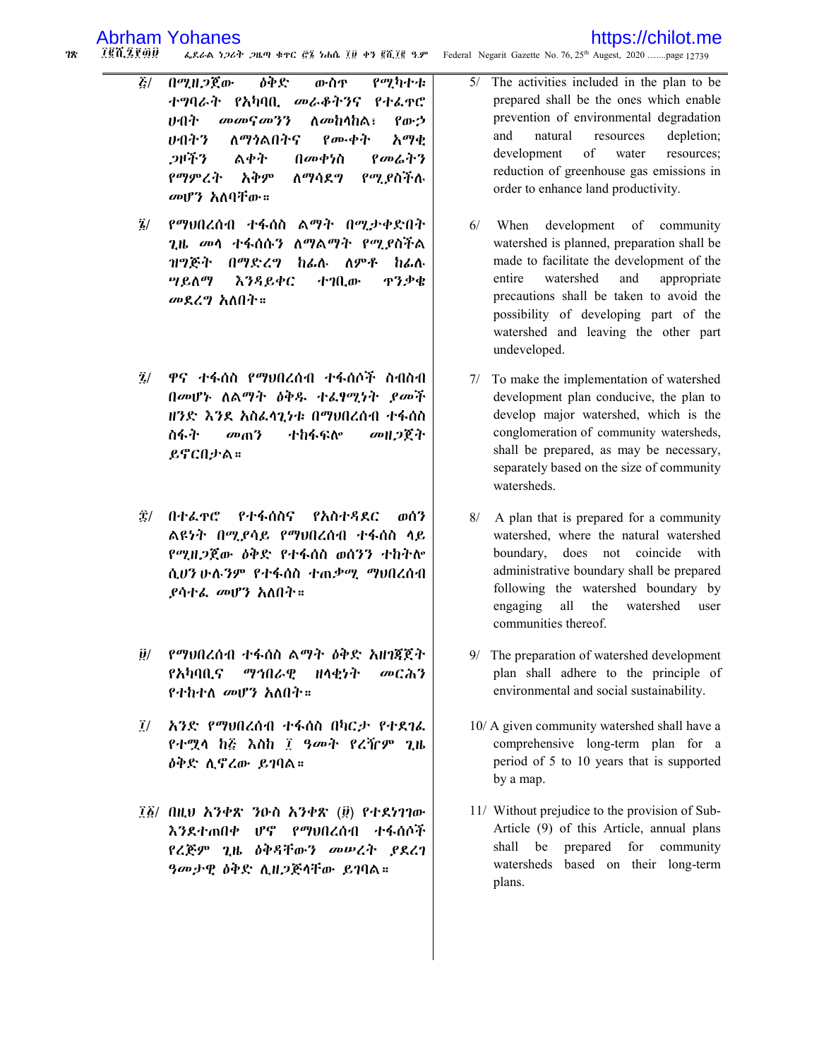፭/ በሚዘጋጀው ዕቅድ ውስጥ የሚካተቱ ተግባራት የአካባቢ መራቆትንና የተፈጥሮ ሀብት መመናመንን ለመከላከል፣ የውኃ ሀብትን ለማጎልበትና የሙቀት አማቂ ጋዞችን ልቀት በመቀነስ የመሬትን የማምረት አቅም ለማሳደግ የሚያስችሉ መሆን አለባቸው።

፮/ የማህበረሰብ ተፋሰስ ልማት በሚታቀድበት ጊዜ መላ ተፋሰሱን ለማልማት የሚያስችል ዝግጅት በማድረግ ከፊሉ ለምቶ ከፊሉ ሣይለማ እንዳይቀር ተገቢው ጥንቃቄ መደረግ አለበት።

፯/ ዋና ተፋሰስ የማህበረሰብ ተፋሰሶች ስብስብ በመሆኑ ለልማት ዕቅዱ ተፈፃሚነት ያመች ዘንድ እንደ አስፈላጊነቱ በማህበረሰብ ተፋሰስ ስፋት መጠን ተከፋፍሎ መዘጋጀት ይኖርበታል።

፰/ በተፈጥሮ የተፋሰስና የአስተዳደር ወሰን ልዩነት በሚያሳይ የማህበረሰብ ተፋሰስ ላይ የሚዘጋጀው ዕቅድ የተፋሰስ ወሰንን ተከትሎ ሲሆን ሁሉንም የተፋሰስ ተጠቃሚ ማህበረሰብ ያሳተፈ መሆን አለበት።

፱/ የማህበረሰብ ተፋሰስ ልማት ዕቅድ አዘገጃጀት የአካባቢና ማኅበራዊ ዘላቂነት መርሕን የተከተለ መሆን አለበት።

፲/ አንድ የማህበረሰብ ተፋሰስ በካርታ የተደገፈ የተሟላ ከ፭ እስከ ፲ ዓመት የረዥም ጊዜ ዕቅድ ሊኖረው ይገባል።

፲፩/ በዚህ አንቀጽ ንዑስ አንቀጽ (፱) የተደነገገው እንደተጠበቀ ሆኖ የማህበረሰብ ተፋሰሶች የረጅም ጊዜ ዕቅዳቸውን መሠረት ያደረገ ዓመታዊ ዕቅድ ሊዘጋጅላቸው ይገባል።

5/ The activities included in the plan to be prepared shall be the ones which enable prevention of environmental degradation and natural resources depletion; development of water resources; reduction of greenhouse gas emissions in order to enhance land productivity.

6/ When development of community watershed is planned, preparation shall be made to facilitate the development of the entire watershed and appropriate precautions shall be taken to avoid the possibility of developing part of the watershed and leaving the other part undeveloped.

7/ To make the implementation of watershed development plan conducive, the plan to develop major watershed, which is the conglomeration of community watersheds, shall be prepared, as may be necessary, separately based on the size of community watersheds.

8/ A plan that is prepared for a community watershed, where the natural watershed boundary, does not coincide with administrative boundary shall be prepared following the watershed boundary by engaging all the watershed user communities thereof.

9/ The preparation of watershed development plan shall adhere to the principle of environmental and social sustainability.

10/ A given community watershed shall have a comprehensive long-term plan for a period of 5 to 10 years that is supported by a map.

11/ Without prejudice to the provision of Sub-Article (9) of this Article, annual plans shall be prepared for community watersheds based on their long-term plans.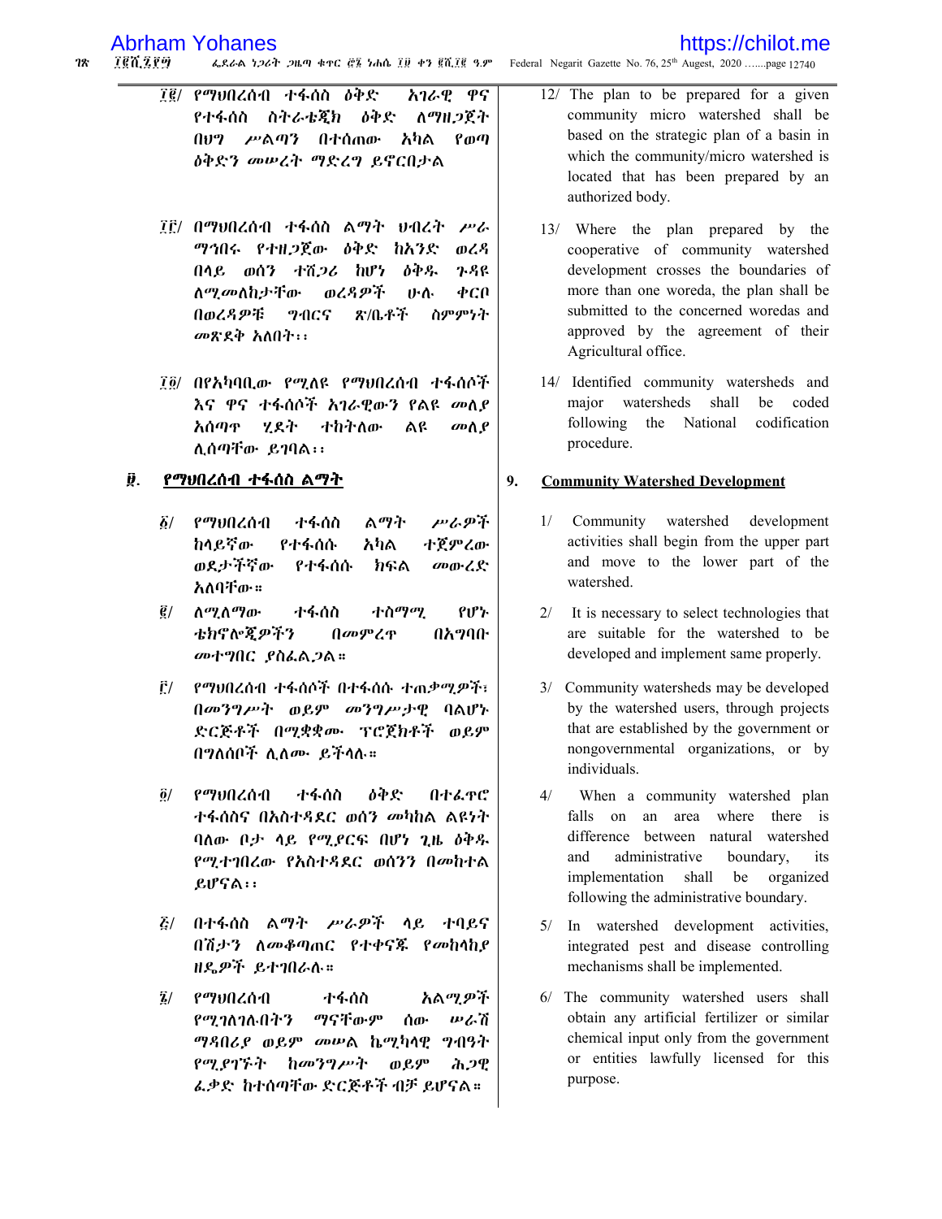፲፪/ የማህበረሰብ ተፋሰስ ዕቅድ አገራዊ ዋና የተፋሰስ ስትራቴጂክ ዕቅድ ለማዘጋጀት በህግ ሥልጣን በተሰጠው አካል የወጣ ዕቅድን መሠረት ማድረግ ይኖርበታል

፲፫/ በማህበረሰብ ተፋሰስ ልማት ህብረት ሥራ ማኅበሩ የተዘጋጀው ዕቅድ ከአንድ ወረዳ በላይ ወሰን ተሸጋሪ ከሆነ ዕቅዱ ጉዳዩ ለሚመለከታቸው ወረዳዎች ሁሉ ቀርቦ በወረዳዎቹ ግብርና ጽ/ቤቶች ስምምነት መጽደቅ አለበት፡፡

፲፬/ በየአካባቢው የሚለዩ የማህበረሰብ ተፋሰሶች እና ዋና ተፋሰሶች አገራዊውን የልዩ መለያ አሰጣጥ ሂደት ተከትለው ልዩ መለያ ሊሰጣቸው ይገባል፡፡

## ፱. የማህበረሰብ ተፋሰስ ልማት

፩/ የማህበረሰብ ተፋሰስ ልማት ሥራዎች ከላይኛው የተፋሰሱ አካል ተጀምረው ወደታችኛው የተፋሰሱ ክፍል መውረድ አለባቸው።

፪/ ለሚለማው ተፋሰስ ተስማሚ የሆኑ ቴክኖሎጂዎችን በመምረጥ በአግባቡ መተግበር ያስፈልጋል።

፫/ የማህበረሰብ ተፋሰሶች በተፋሰሱ ተጠቃሚዎች፣ በመንግሥት ወይም መንግሥታዊ ባልሆኑ ድርጅቶች በሚቋቋሙ ፕሮጀክቶች ወይም በግለሰቦች ሊለሙ ይችላሉ።

፬/ የማህበረሰብ ተፋሰስ ዕቅድ በተፈጥሮ ተፋሰስና በአስተዳደር ወሰን መካከል ልዩነት ባለው ቦታ ላይ የሚያርፍ በሆነ ጊዜ ዕቅዱ የሚተገበረው የአስተዳደር ወሰንን በመከተል ይሆናል፡፡

፭/ በተፋሰስ ልማት ሥራዎች ላይ ተባይና በሽታን ለመቆጣጠር የተቀናጁ የመከላከያ ዘዴዎች ይተገበራሉ።

፮/ የማህበረሰብ ተፋሰስ አልሚዎች የሚገለገሉበትን ማናቸውም ሰው ሠራሽ ማዳበሪያ ወይም መሠል ኬሚካላዊ ግብዓት የሚያገኙት ከመንግሥት ወይም ሕጋዊ ፈቃድ ከተሰጣቸው ድርጅቶች ብቻ ይሆናል።

12/ The plan to be prepared for a given community micro watershed shall be based on the strategic plan of a basin in which the community/micro watershed is located that has been prepared by an authorized body.

13/ Where the plan prepared by the cooperative of community watershed development crosses the boundaries of more than one woreda, the plan shall be submitted to the concerned woredas and approved by the agreement of their Agricultural office.

14/ Identified community watersheds and major watersheds shall be coded following the National codification procedure.

## 9. Community Watershed Development

1/ Community watershed development activities shall begin from the upper part and move to the lower part of the watershed.

2/ It is necessary to select technologies that are suitable for the watershed to be developed and implement same properly.

3/ Community watersheds may be developed by the watershed users, through projects that are established by the government or nongovernmental organizations, or by individuals.

4/ When a community watershed plan falls on an area where there is difference between natural watershed and administrative boundary, its implementation shall be organized following the administrative boundary.

5/ In watershed development activities, integrated pest and disease controlling mechanisms shall be implemented.

6/ The community watershed users shall obtain any artificial fertilizer or similar chemical input only from the government or entities lawfully licensed for this purpose.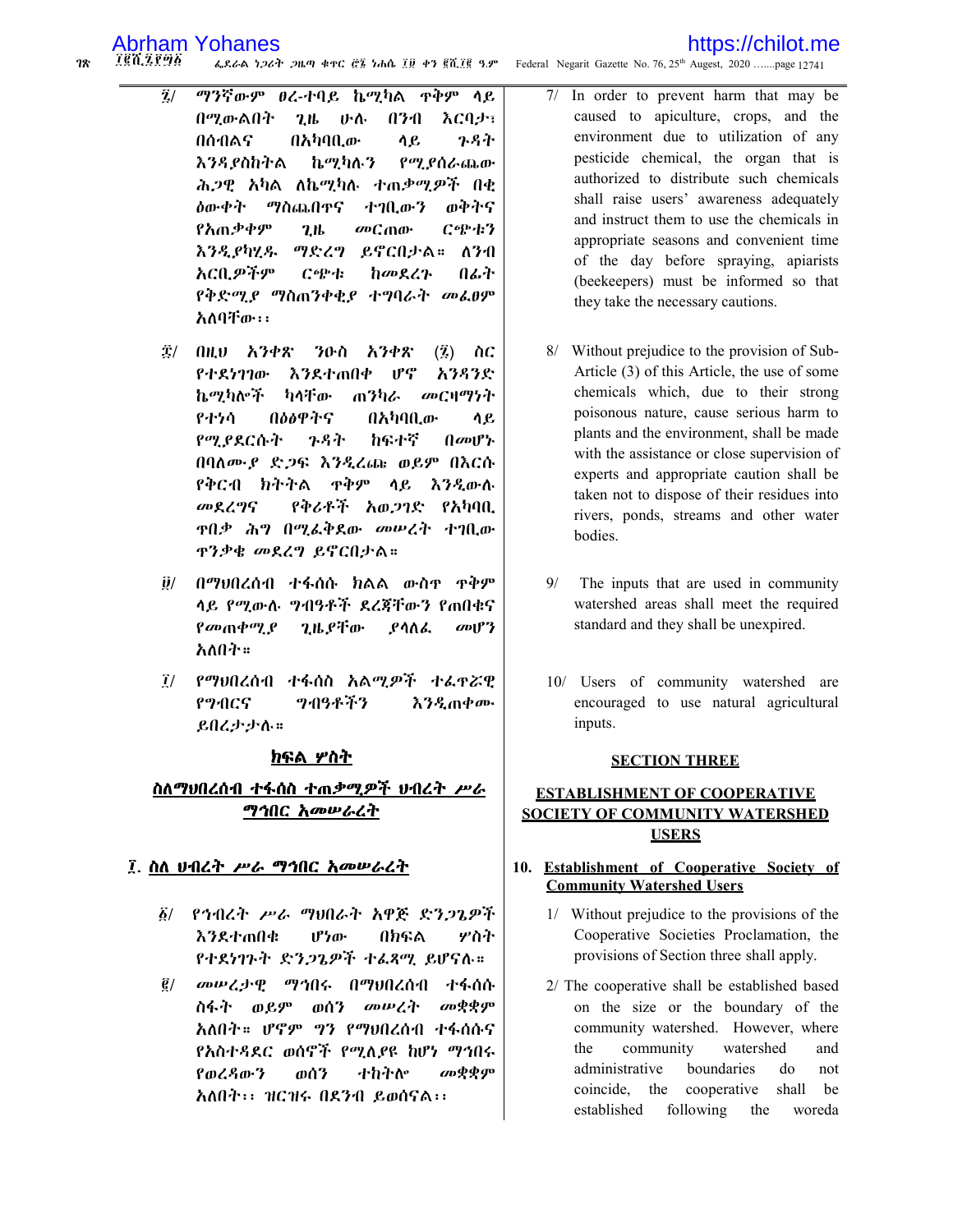፯/ ማንኛውም ፀረ-ተባይ ኬሚካል ጥቅም ላይ በሚውልበት ጊዜ ሁሉ በንብ እርባታ፣ በሰብልና በአካባቢው ላይ ጉዳት እንዳያስከትል ኬሚካሉን የሚያሰራጨው ሕጋዊ አካል ለኬሚካሉ ተጠቃሚዎች በቂ ዕውቀት ማስጨበጥና ተገቢውን ወቅትና የአጠቃቀም ጊዜ መርጠው ርጭቱን እንዲያካሂዱ ማድረግ ይኖርበታል። ለንብ አርቢዎችም ርጭቱ ከመደረጉ በፊት የቅድሚያ ማስጠንቀቂያ ተግባራት መፈፀም አለባቸው፡፡

፰/ በዚህ አንቀጽ ንዑስ አንቀጽ (፯) ስር የተደነገገው እንደተጠበቀ ሆኖ አንዳንድ ኬሚካሎች ካላቸው ጠንካራ መርዛማነት የተነሳ በዕፅዋትና በአካባቢው ላይ የሚያደርሱት ጉዳት ከፍተኛ በመሆኑ በባለሙያ ድጋፍ እንዲረጩ ወይም በእርሱ የቅርብ ክትትል ጥቅም ላይ እንዲውሉ መደረግና የቅሪቶች አወጋገድ የአካባቢ ጥበቃ ሕግ በሚፈቅደው መሠረት ተገቢው ጥንቃቄ መደረግ ይኖርበታል።

፱/ በማህበረሰብ ተፋሰሱ ክልል ውስጥ ጥቅም ላይ የሚውሉ ግብዓቶች ደረጃቸውን የጠበቁና የመጠቀሚያ ጊዜያቸው ያላለፈ መሆን አለበት።

፲/ የማህበረሰብ ተፋሰስ አልሚዎች ተፈጥሯዊ የግብርና ግብዓቶችን እንዲጠቀሙ ይበረታታሉ።

## ክፍል ሦስት

## ስለማህበረሰብ ተፋሰስ ተጠቃሚዎች ህብረት ሥራ ማኅበር አመሠራረት

### ፲. ስለ ህብረት ሥራ ማኅበር አመሠራረት

፩/ የኅብረት ሥራ ማህበራት አዋጅ ድንጋጌዎች እንደተጠበቁ ሆነው በክፍል ሦስት የተደነገጉት ድንጋጌዎች ተፈጻሚ ይሆናሉ።

፪/ መሠረታዊ ማኅበሩ በማህበረሰብ ተፋሰሱ ስፋት ወይም ወሰን መሠረት መቋቋም አለበት። ሆኖም ግን የማህበረሰብ ተፋሰሱና የአስተዳደር ወሰኖች የሚለያዩ ከሆነ ማኅበሩ የወረዳውን ወሰን ተከትሎ መቋቋም አለበት፡፡ ዝርዝሩ በደንብ ይወሰናል፡፡

7/ In order to prevent harm that may be caused to apiculture, crops, and the environment due to utilization of any pesticide chemical, the organ that is authorized to distribute such chemicals shall raise users' awareness adequately and instruct them to use the chemicals in appropriate seasons and convenient time of the day before spraying, apiarists (beekeepers) must be informed so that they take the necessary cautions.

8/ Without prejudice to the provision of Sub-Article (3) of this Article, the use of some chemicals which, due to their strong poisonous nature, cause serious harm to plants and the environment, shall be made with the assistance or close supervision of experts and appropriate caution shall be taken not to dispose of their residues into rivers, ponds, streams and other water bodies.

9/ The inputs that are used in community watershed areas shall meet the required standard and they shall be unexpired.

10/ Users of community watershed are encouraged to use natural agricultural inputs.

## SECTION THREE

## ESTABLISHMENT OF COOPERATIVE SOCIETY OF COMMUNITY WATERSHED USERS

### 10. Establishment of Cooperative Society of Community Watershed Users

1/ Without prejudice to the provisions of the Cooperative Societies Proclamation, the provisions of Section three shall apply.

2/ The cooperative shall be established based on the size or the boundary of the community watershed. However, where the community watershed and administrative boundaries do not coincide, the cooperative shall be established following the woreda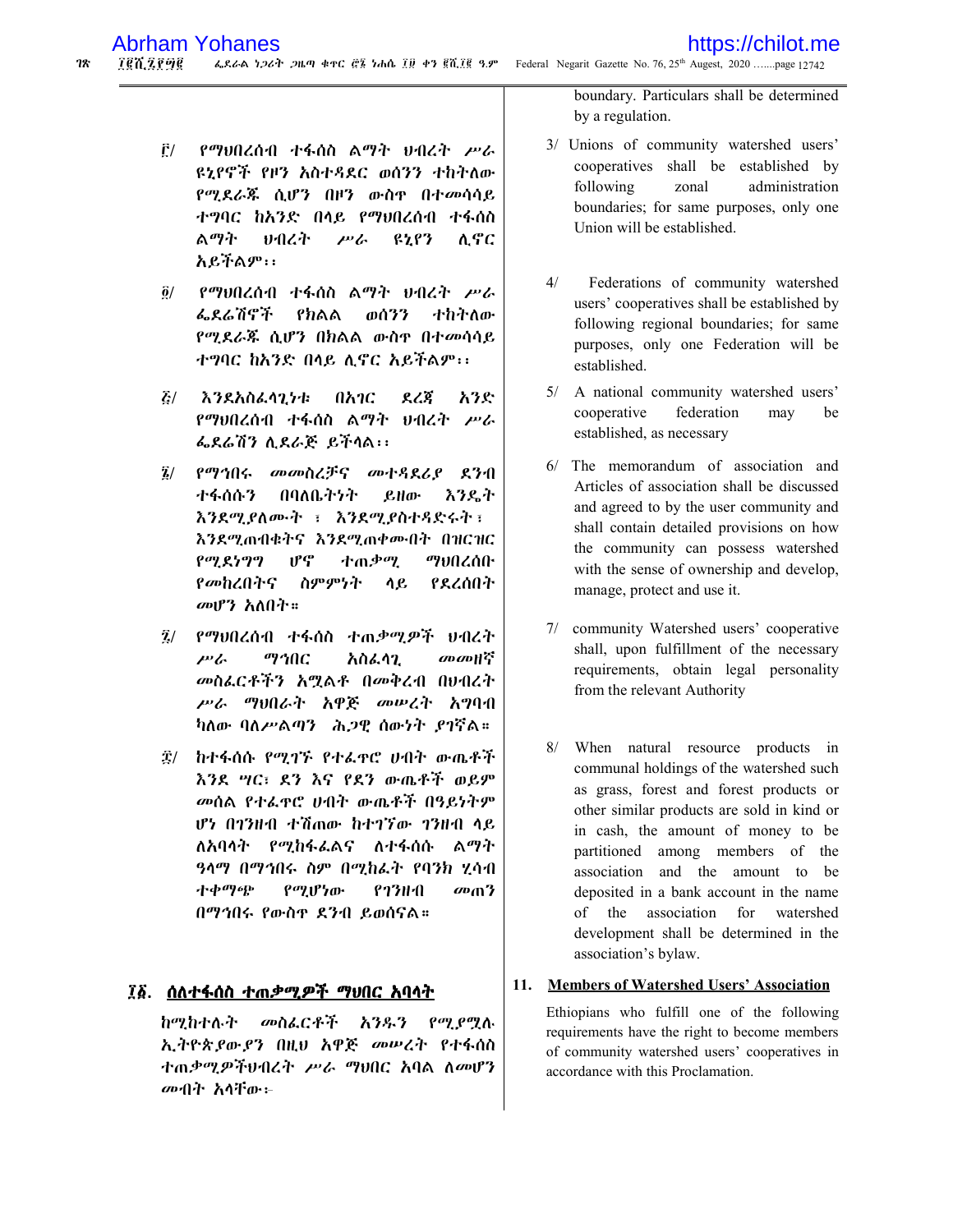boundary. Particulars shall be determined by a regulation.

፫/ የማህበረሰብ ተፋሰስ ልማት ህብረት ሥራ ዩኒየኖች የዞን አስተዳደር ወሰንን ተከትለው የሚደራጁ ሲሆን በዞን ውስጥ በተመሳሳይ ተግባር ከአንድ በላይ የማህበረሰብ ተፋሰስ ልማት ህብረት ሥራ ዩኒየን ሊኖር አይችልም፡፡

3/ Unions of community watershed users' cooperatives shall be established by following zonal administration boundaries; for same purposes, only one Union will be established.

፬/ የማህበረሰብ ተፋሰስ ልማት ህብረት ሥራ ፌደሬሽኖች የክልል ወሰንን ተከትለው የሚደራጁ ሲሆን በክልል ውስጥ በተመሳሳይ ተግባር ከአንድ በላይ ሊኖር አይችልም፡፡

4/ Federations of community watershed users' cooperatives shall be established by following regional boundaries; for same purposes, only one Federation will be established.

፭/ እንደአስፈላጊነቱ በአገር ደረጃ አንድ የማህበረሰብ ተፋሰስ ልማት ህብረት ሥራ ፌደሬሽን ሊደራጅ ይችላል፡፡

5/ A national community watershed users' cooperative federation may be established, as necessary

፮/ የማኅበሩ መመስረቻና መተዳደሪያ ደንብ ተፋሰሱን በባለቤትነት ይዘው እንዴት እንደሚያለሙት ፣ እንደሚያስተዳድሩት ፣ እንደሚጠብቁትና እንደሚጠቀሙበት በዝርዝር የሚደነግግ ሆኖ ተጠቃሚ ማህበረሰቡ የመከረበትና ስምምነት ላይ የደረሰበት መሆን አለበት።

6/ The memorandum of association and Articles of association shall be discussed and agreed to by the user community and shall contain detailed provisions on how the community can possess watershed with the sense of ownership and develop, manage, protect and use it.

፯/ የማህበረሰብ ተፋሰስ ተጠቃሚዎች ህብረት ሥራ ማኅበር አስፈላጊ መመዘኛ መስፈርቶችን አሟልቶ በመቅረብ በህብረት ሥራ ማህበራት አዋጅ መሠረት አግባብ ካለው ባለሥልጣን ሕጋዊ ሰውነት ያገኛል።

7/ community Watershed users' cooperative shall, upon fulfillment of the necessary requirements, obtain legal personality from the relevant Authority

፰/ ከተፋሰሱ የሚገኙ የተፈጥሮ ሀብት ውጤቶች እንደ ሣር፣ ደን እና የደን ውጤቶች ወይም መሰል የተፈጥሮ ሀብት ውጤቶች በዓይነትም ሆነ በገንዘብ ተሸጠው ከተገኘው ገንዘብ ላይ ለአባላት የሚከፋፈልና ለተፋሰሱ ልማት ዓላማ በማኅበሩ ስም በሚከፈት የባንክ ሂሳብ ተቀማጭ የሚሆነው የገንዘብ መጠን በማኅበሩ የውስጥ ደንብ ይወሰናል።

8/ When natural resource products in communal holdings of the watershed such as grass, forest and forest products or other similar products are sold in kind or in cash, the amount of money to be partitioned among members of the association and the amount to be deposited in a bank account in the name of the association for watershed development shall be determined in the association's bylaw.

## ፲፩. ሰለተፋሰስ ተጠቃሚዎች ማህበር አባላት

ከሚከተሉት መስፈርቶች አንዱን የሚያሟሉ ኢትዮጵያውያን በዚህ አዋጅ መሠረት የተፋሰስ ተጠቃሚዎችህብረት ሥራ ማህበር አባል ለመሆን መብት አላቸው፦

## 11. Members of Watershed Users' Association

Ethiopians who fulfill one of the following requirements have the right to become members of community watershed users' cooperatives in accordance with this Proclamation.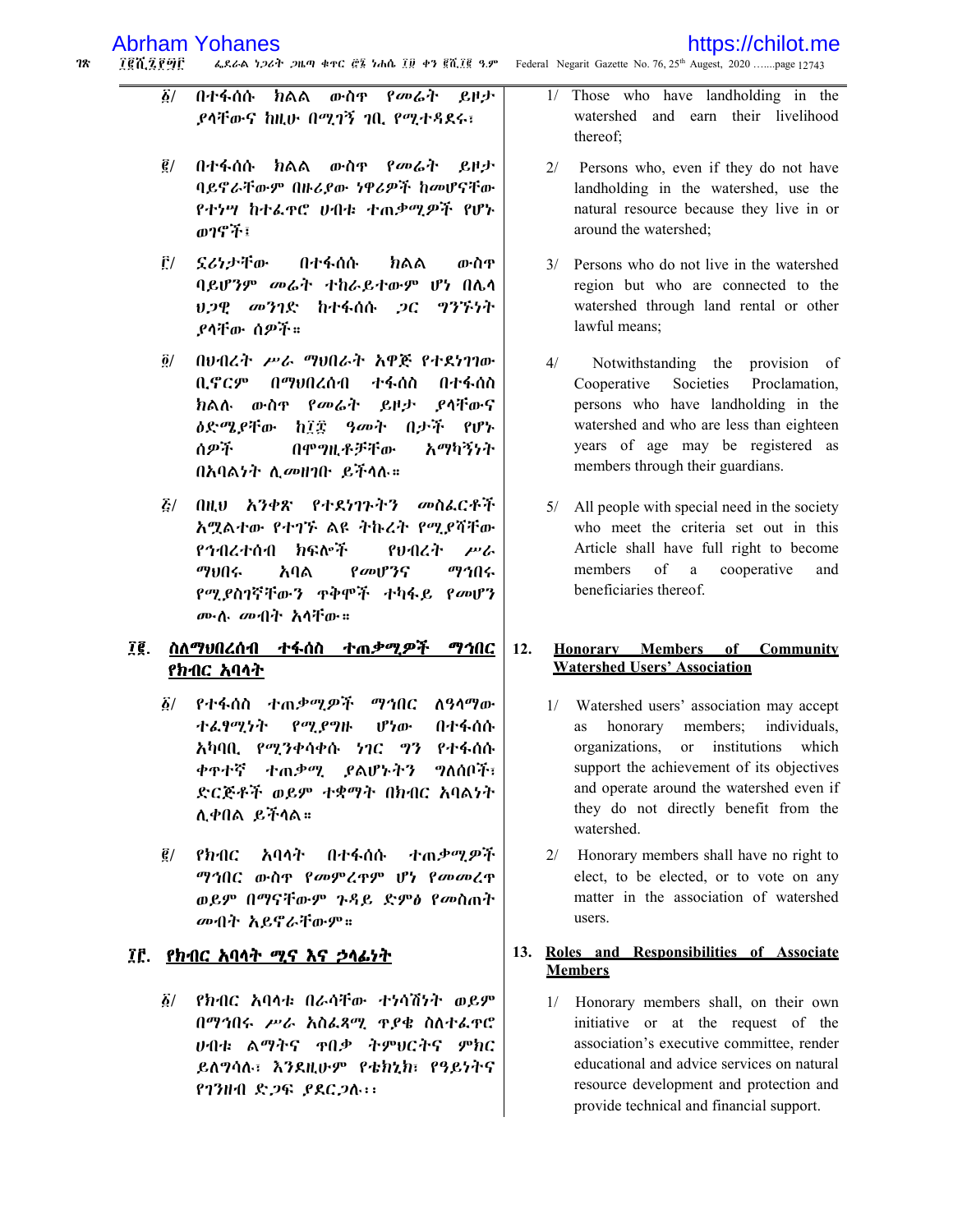፩/ በተፋሰሱ ክልል ውስጥ የመሬት ይዞታ ያላቸውና ከዚሁ በሚገኝ ገቢ የሚተዳደሩ፣

፪/ በተፋሰሱ ክልል ውስጥ የመሬት ይዞታ ባይኖራቸውም በዙሪያው ነዋሪዎች ከመሆናቸው የተነሣ ከተፈጥሮ ሀብቱ ተጠቃሚዎች የሆኑ ወገኖች፤

፫/ ኗሪነታቸው በተፋሰሱ ክልል ውስጥ ባይሆንም መሬት ተከራይተውም ሆነ በሌላ ህጋዊ መንገድ ከተፋሰሱ ጋር ግንኙነት ያላቸው ሰዎች።

፬/ በህብረት ሥራ ማህበራት አዋጅ የተደነገገው ቢኖርም በማህበረሰብ ተፋሰስ በተፋሰስ ክልሉ ውስጥ የመሬት ይዞታ ያላቸውና ዕድሜያቸው ከ፲፰ ዓመት በታች የሆኑ ሰዎች በሞግዚቶቻቸው አማካኝነት በአባልነት ሊመዘገቡ ይችላሉ።

፭/ በዚህ አንቀጽ የተደነገጉትን መስፈርቶች አሟልተው የተገኙ ልዩ ትኩረት የሚያሻቸው የኅብረተሰብ ክፍሎች የህብረት ሥራ ማህበሩ አባል የመሆንና ማኅበሩ የሚያስገኛቸውን ጥቅሞች ተካፋይ የመሆን ሙሉ መብት አላቸው።

## ፲፪. ስለማህበረሰብ ተፋሰስ ተጠቃሚዎች ማኅበር የክብር አባላት

፩/ የተፋሰስ ተጠቃሚዎች ማኅበር ለዓላማው ተፈፃሚነት የሚያግዙ ሆነው በተፋሰሱ አካባቢ የሚንቀሳቀሱ ነገር ግን የተፋሰሱ ቀጥተኛ ተጠቃሚ ያልሆኑትን ግለሰቦች፣ ድርጅቶች ወይም ተቋማት በክብር አባልነት ሊቀበል ይችላል።

፪/ የክብር አባላት በተፋሰሱ ተጠቃሚዎች ማኅበር ውስጥ የመምረጥም ሆነ የመመረጥ ወይም በማናቸውም ጉዳይ ድምፅ የመስጠት መብት አይኖራቸውም።

## ፲፫. የክብር አባላት ሚና እና ኃላፊነት

፩/ የክብር አባላቱ በራሳቸው ተነሳሽነት ወይም በማኅበሩ ሥራ አስፈጻሚ ጥያቄ ስለተፈጥሮ ሀብቱ ልማትና ጥበቃ ትምህርትና ምክር ይለግሳሉ፣ እንደዚሁም የቴክኒክ፣ የዓይነትና የገንዘብ ድጋፍ ያደርጋሉ፡፡

---

1/ Those who have landholding in the watershed and earn their livelihood thereof;

2/ Persons who, even if they do not have landholding in the watershed, use the natural resource because they live in or around the watershed;

3/ Persons who do not live in the watershed region but who are connected to the watershed through land rental or other lawful means;

4/ Notwithstanding the provision of Cooperative Societies Proclamation, persons who have landholding in the watershed and who are less than eighteen years of age may be registered as members through their guardians.

5/ All people with special need in the society who meet the criteria set out in this Article shall have full right to become members of a cooperative and beneficiaries thereof.

## 12. Honorary Members of Community Watershed Users' Association

1/ Watershed users' association may accept as honorary members; individuals, organizations, or institutions which support the achievement of its objectives and operate around the watershed even if they do not directly benefit from the watershed.

2/ Honorary members shall have no right to elect, to be elected, or to vote on any matter in the association of watershed users.

## 13. Roles and Responsibilities of Associate Members

1/ Honorary members shall, on their own initiative or at the request of the association's executive committee, render educational and advice services on natural resource development and protection and provide technical and financial support.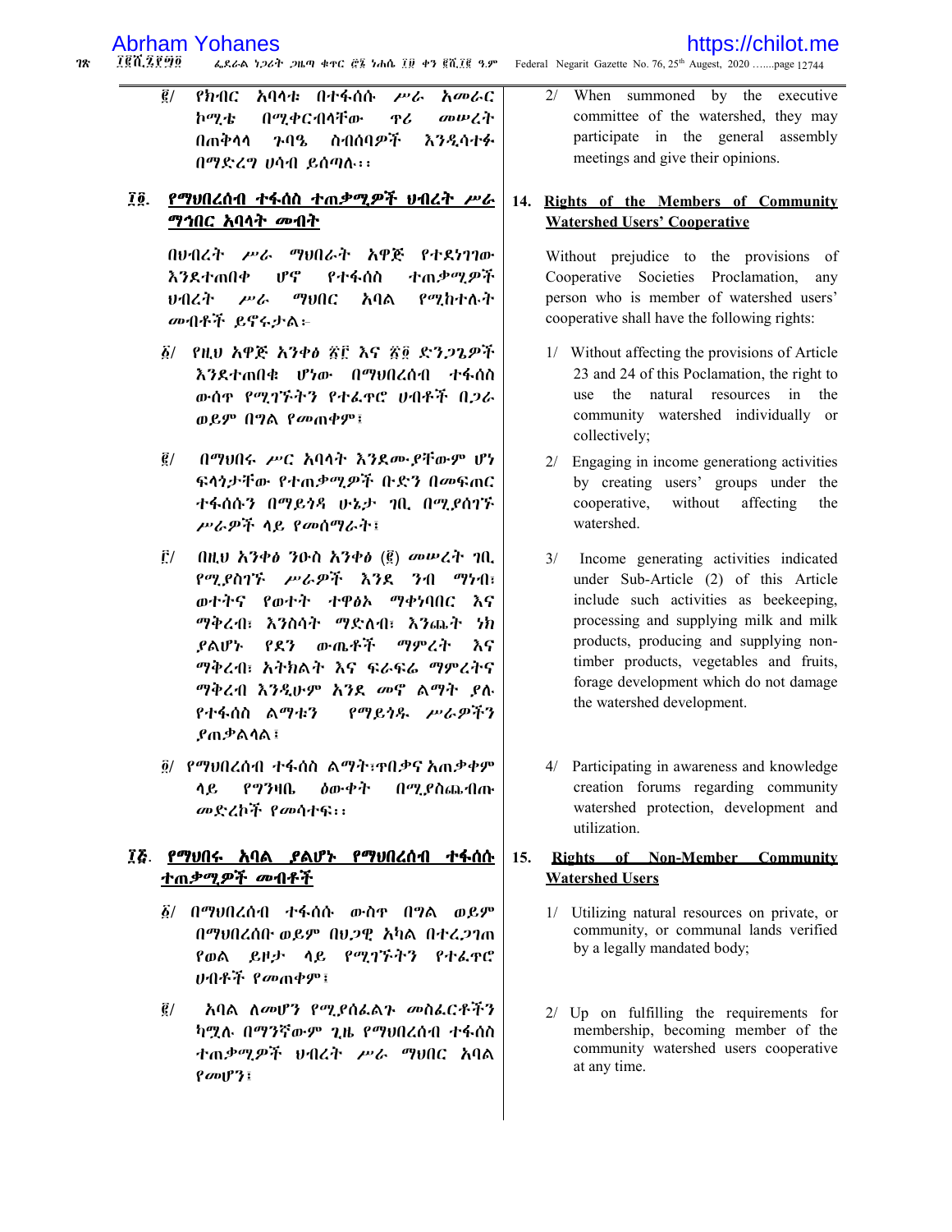፪/ የክብር አባላቱ በተፋሰሱ ሥራ አመራር ኮሚቴ በሚቀርብላቸው ጥሪ መሠረት በጠቅላላ ጉባዔ ስብሰባዎች እንዲሳተፉ በማድረግ ሀሳብ ይሰጣሉ፡፡

## ፲፬. የማህበረሰብ ተፋሰስ ተጠቃሚዎች ህብረት ሥራ ማኅበር አባላት መብት

በህብረት ሥራ ማህበራት አዋጅ የተደነገገው እንደተጠበቀ ሆኖ የተፋሰስ ተጠቃሚዎች ህብረት ሥራ ማህበር አባል የሚከተሉት መብቶች ይኖሩታል፡-

፩/ የዚህ አዋጅ አንቀፅ ፳፫ እና ፳፬ ድንጋጌዎች እንደተጠበቁ ሆነው በማህበረሰብ ተፋሰስ ውስጥ የሚገኙትን የተፈጥሮ ሀብቶች በጋራ ወይም በግል የመጠቀም፣

፪/ በማህበሩ ሥር አባላት እንደሙያቸውም ሆነ ፍላጎታቸው የተጠቃሚዎች ቡድን በመፍጠር ተፋሰሱን በማይጎዳ ሁኔታ ገቢ በሚያስገኙ ሥራዎች ላይ የመሰማራት፣

፫/ በዚህ አንቀፅ ንዑስ አንቀፅ (፪) መሠረት ገቢ የሚያስገኙ ሥራዎች እንደ ንብ ማነብ፣ ወተትና የወተት ተዋፅኦ ማቀነባበር እና ማቅረብ፣ እንስሳት ማድለብ፣ እንጨት ነክ ያልሆኑ የደን ውጤቶች ማምረት እና ማቅረብ፣ አትክልት እና ፍራፍሬ ማምረትና ማቅረብ እንዲሁም እንደ መኖ ልማት ያሉ የተፋሰስ ልማቱን የማይጎዱ ሥራዎችን ያጠቃልላል፣

፬/ የማህበረሰብ ተፋሰስ ልማት፣ጥበቃና አጠቃቀም ላይ የግንዛቤ ዕውቀት በሚያስጨብጡ መድረኮች የመሳተፍ፡፡

## ፲፭. የማህበሩ አባል ያልሆኑ የማህበረሰብ ተፋሰሱ ተጠቃሚዎች መብቶች

፩/ በማህበረሰብ ተፋሰሱ ውስጥ በግል ወይም በማህበረሰቡ ወይም በህጋዊ አካል በተረጋገጠ የወል ይዞታ ላይ የሚገኙትን የተፈጥሮ ሀብቶች የመጠቀም፣

፪/ አባል ለመሆን የሚያስፈልጉ መስፈርቶችን ካሟሉ በማንኛውም ጊዜ የማህበረሰብ ተፋሰስ ተጠቃሚዎች ህብረት ሥራ ማህበር አባል የመሆን፣

2/ When summoned by the executive committee of the watershed, they may participate in the general assembly meetings and give their opinions.

## 14. Rights of the Members of Community Watershed Users' Cooperative

Without prejudice to the provisions of Cooperative Societies Proclamation, any person who is member of watershed users' cooperative shall have the following rights:

1/ Without affecting the provisions of Article 23 and 24 of this Proclamation, the right to use the natural resources in the community watershed individually or collectively;

2/ Engaging in income generationg activities by creating users' groups under the cooperative, without affecting the watershed.

3/ Income generating activities indicated under Sub-Article (2) of this Article include such activities as beekeeping, processing and supplying milk and milk products, producing and supplying non-timber products, vegetables and fruits, forage development which do not damage the watershed development.

4/ Participating in awareness and knowledge creation forums regarding community watershed protection, development and utilization.

## 15. Rights of Non-Member Community Watershed Users

1/ Utilizing natural resources on private, or community, or communal lands verified by a legally mandated body;

2/ Up on fulfilling the requirements for membership, becoming member of the community watershed users cooperative at any time.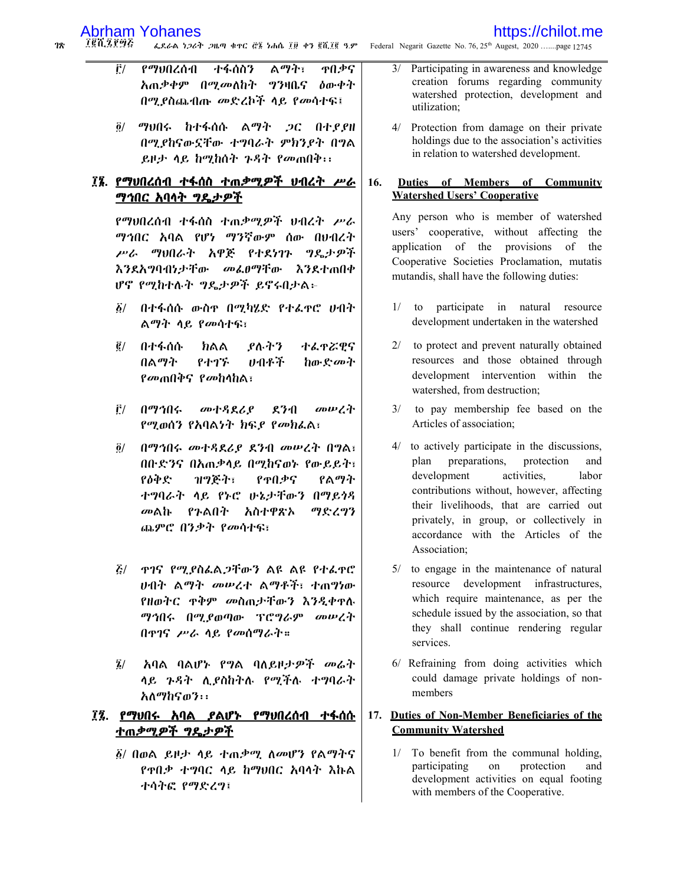፫/ የማህበረሰብ ተፋሰስን ልማት፣ ጥበቃና አጠቃቀም በሚመለከት ግንዛቤና ዕውቀት በሚያስጨብጡ መድረኮች ላይ የመሳተፍ፣

፬/ ማህበሩ ከተፋሰሱ ልማት ጋር በተያያዘ በሚያከናውናቸው ተግባራት ምክንያት በግል ይዞታ ላይ ከሚከሰት ጉዳት የመጠበቅ፡፡

## ፲፮. የማህበረሰብ ተፋሰስ ተጠቃሚዎች ህብረት ሥራ ማኀበር አባላት ግዴታዎች

የማህበረሰብ ተፋሰስ ተጠቃሚዎች ህብረት ሥራ ማኀበር አባል የሆነ ማንኛውም ሰው በህብረት ሥራ ማህበራት አዋጅ የተደነገጉ ግዴታዎች እንደአግባብነታቸው መፈፀማቸው እንደተጠበቀ ሆኖ የሚከተሉት ግዴታዎች ይኖሩበታል፡-

፩/ በተፋሰሱ ውስጥ በሚካሄድ የተፈጥሮ ሀብት ልማት ላይ የመሳተፍ፣

፪/ በተፋሰሱ ክልል ያሉትን ተፈጥሯዊና በልማት የተገኙ ሀብቶች ከውድመት የመጠበቅና የመከላከል፣

፫/ በማኀበሩ መተዳደሪያ ደንብ መሠረት የሚወሰን የአባልነት ክፍያ የመክፈል፣

፬/ በማኀበሩ መተዳደሪያ ደንብ መሠረት በግል፣ በቡድንና በአጠቃላይ በሚከናወኑ የውይይት፣ የዕቅድ ዝግጅት፣ የጥበቃና የልማት ተግባራት ላይ የኑሮ ሁኔታቸውን በማይጎዳ መልኩ የጉልበት አስተዋጽኦ ማድረግን ጨምሮ በንቃት የመሳተፍ፣

፭/ ጥገና የሚያስፈልጋቸውን ልዩ ልዩ የተፈጥሮ ሀብት ልማት መሠረተ ልማቶች፣ ተጠግነው የዘወትር ጥቅም መስጠታቸውን እንዲቀጥሉ ማኀበሩ በሚያወጣው ፕሮግራም መሠረት በጥገና ሥራ ላይ የመሰማራት።

፮/ አባል ባልሆኑ የግል ባለይዞታዎች መሬት ላይ ጉዳት ሊያስከትሉ የሚችሉ ተግባራት አለማከናወን፡፡

## ፲፯. የማህበሩ አባል ያልሆኑ የማህበረሰብ ተፋሰሱ ተጠቃሚዎች ግዴታዎች

፩/ በወል ይዞታ ላይ ተጠቃሚ ለመሆን የልማትና የጥበቃ ተግባር ላይ ከማህበር አባላት እኩል ተሳትፎ የማድረግ፣

---

3/ Participating in awareness and knowledge creation forums regarding community watershed protection, development and utilization;

4/ Protection from damage on their private holdings due to the association's activities in relation to watershed development.

## 16. Duties of Members of Community Watershed Users' Cooperative

Any person who is member of watershed users' cooperative, without affecting the application of the provisions of the Cooperative Societies Proclamation, mutatis mutandis, shall have the following duties:

1/ to participate in natural resource development undertaken in the watershed

2/ to protect and prevent naturally obtained resources and those obtained through development intervention within the watershed, from destruction;

3/ to pay membership fee based on the Articles of association;

4/ to actively participate in the discussions, plan preparations, protection and development activities, labor contributions without, however, affecting their livelihoods, that are carried out privately, in group, or collectively in accordance with the Articles of the Association;

5/ to engage in the maintenance of natural resource development infrastructures, which require maintenance, as per the schedule issued by the association, so that they shall continue rendering regular services.

6/ Refraining from doing activities which could damage private holdings of non-members

## 17. Duties of Non-Member Beneficiaries of the Community Watershed

1/ To benefit from the communal holding, participating on protection and development activities on equal footing with members of the Cooperative.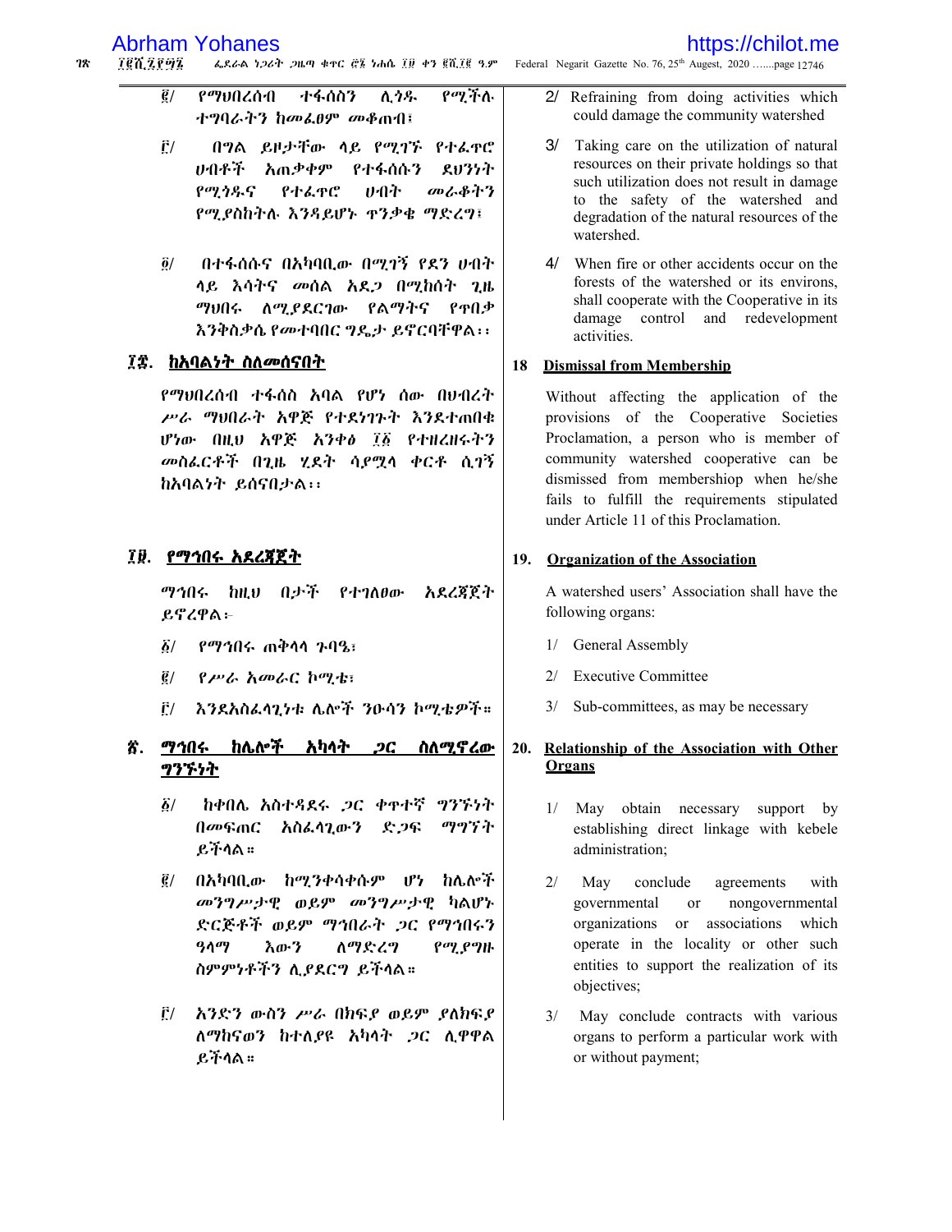፪/ የማህበረሰብ ተፋሰስን ሊጎዱ የሚችሉ ተግባራትን ከመፈፀም መቆጠብ፣

፫/ በግል ይዞታቸው ላይ የሚገኙ የተፈጥሮ ሀብቶች አጠቃቀም የተፋሰሱን ደህንነት የሚጎዱና የተፈጥሮ ሀብት መራቆትን የሚያስከትሉ እንዳይሆኑ ጥንቃቄ ማድረግ፣

፬/ በተፋሰሱና በአካባቢው በሚገኝ የደን ሀብት ላይ እሳትና መሰል አደጋ በሚከሰት ጊዜ ማህበሩ ለሚያደርገው የልማትና የጥበቃ እንቅስቃሴ የመተባበር ግዴታ ይኖርባቸዋል፡፡

## ፲፰. ከአባልነት ስለመሰናበት

የማህበረሰብ ተፋሰስ አባል የሆነ ሰው በህብረት ሥራ ማህበራት አዋጅ የተደነገጉት እንደተጠበቁ ሆነው በዚህ አዋጅ አንቀፅ ፲፩ የተዘረዘሩትን መስፈርቶች በጊዜ ሂደት ሳያሟላ ቀርቶ ሲገኝ ከአባልነት ይሰናበታል፡፡

## ፲፱. የማኅበሩ አደረጃጀት

ማኅበሩ ከዚህ በታች የተገለፀው አደረጃጀት ይኖረዋል፦

፩/ የማኅበሩ ጠቅላላ ጉባዔ፣

፪/ የሥራ አመራር ኮሚቴ፣

፫/ እንደአስፈላጊነቱ ሌሎች ንዑሳን ኮሚቴዎች።

## ፳. ማኅበሩ ከሌሎች አካላት ጋር ስለሚኖረው ግንኙነት

፩/ ከቀበሌ አስተዳደሩ ጋር ቀጥተኛ ግንኙነት በመፍጠር አስፈላጊውን ድጋፍ ማግኘት ይችላል።

፪/ በአካባቢው ከሚንቀሳቀሱም ሆነ ከሌሎች መንግሥታዊ ወይም መንግሥታዊ ካልሆኑ ድርጅቶች ወይም ማኅበራት ጋር የማኅበሩን ዓላማ እውን ለማድረግ የሚያግዙ ስምምነቶችን ሊያደርግ ይችላል።

፫/ አንድን ውስን ሥራ በክፍያ ወይም ያለክፍያ ለማከናወን ከተለያዩ አካላት ጋር ሊዋዋል ይችላል።

2/ Refraining from doing activities which could damage the community watershed

3/ Taking care on the utilization of natural resources on their private holdings so that such utilization does not result in damage to the safety of the watershed and degradation of the natural resources of the watershed.

4/ When fire or other accidents occur on the forests of the watershed or its environs, shall cooperate with the Cooperative in its damage control and redevelopment activities.

## 18 Dismissal from Membership

Without affecting the application of the provisions of the Cooperative Societies Proclamation, a person who is member of community watershed cooperative can be dismissed from membershiop when he/she fails to fulfill the requirements stipulated under Article 11 of this Proclamation.

## 19. Organization of the Association

A watershed users' Association shall have the following organs:

1/ General Assembly

2/ Executive Committee

3/ Sub-committees, as may be necessary

## 20. Relationship of the Association with Other Organs

1/ May obtain necessary support by establishing direct linkage with kebele administration;

2/ May conclude agreements with governmental or nongovernmental organizations or associations which operate in the locality or other such entities to support the realization of its objectives;

3/ May conclude contracts with various organs to perform a particular work with or without payment;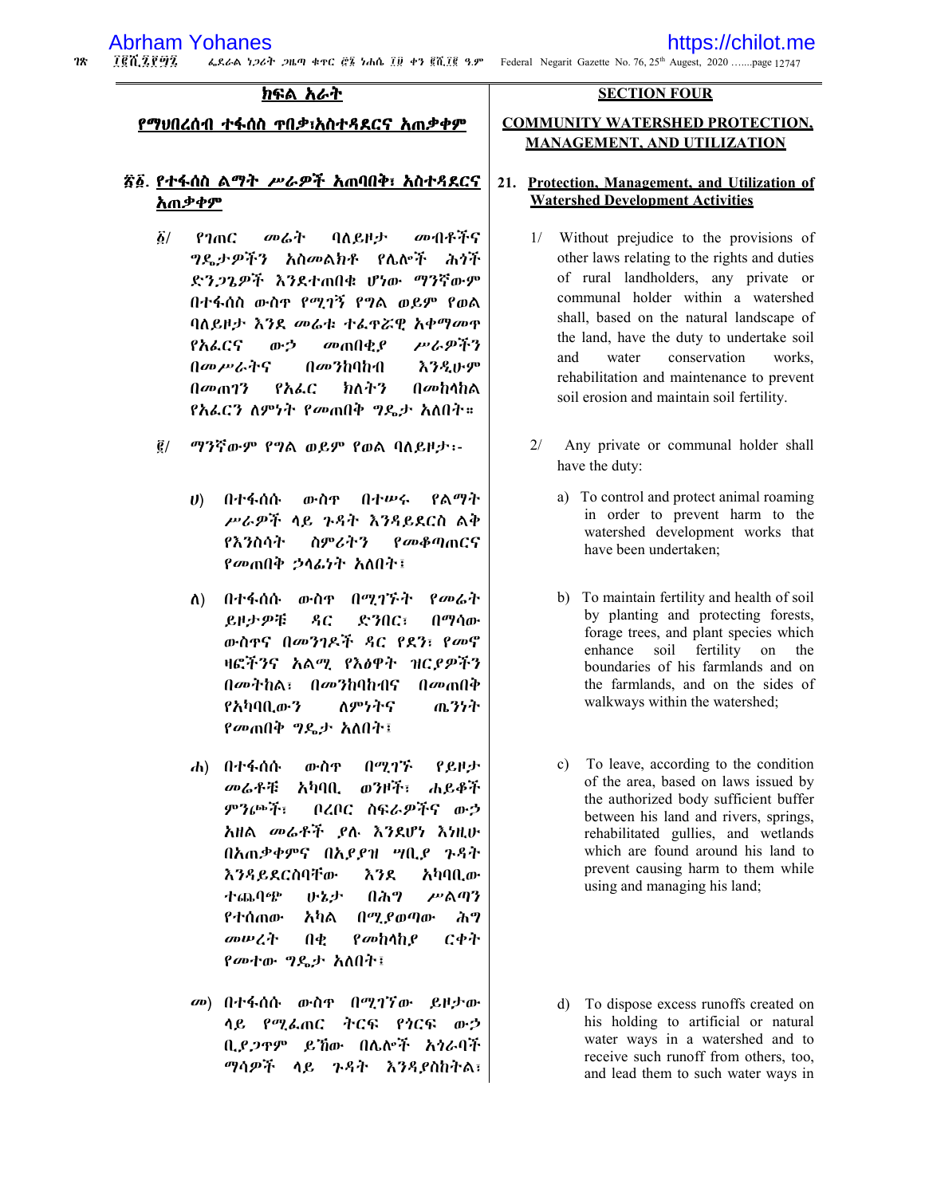## ክፍል አራት

## የማህበረሰብ ተፋሰስ ጥበቃ፣አስተዳደርና አጠቃቀም

### ፳፩. የተፋሰስ ልማት ሥራዎች አጠባበቅ፣ አስተዳደርና አጠቃቀም

፩/ የገጠር መሬት ባለይዞታ መብቶችና ግዴታዎችን አስመልክቶ የሌሎች ሕጎች ድንጋጌዎች እንደተጠበቁ ሆነው ማንኛውም በተፋሰስ ውስጥ የሚገኝ የግል ወይም የወል ባለይዞታ እንደ መሬቱ ተፈጥሯዊ አቀማመጥ የአፈርና ውኃ መጠበቂያ ሥራዎችን በመሥራትና በመንከባከብ እንዲሁም በመጠገን የአፈር ክለትን በመከላከል የአፈርን ለምነት የመጠበቅ ግዴታ አለበት።

፪/ ማንኛውም የግል ወይም የወል ባለይዞታ፡-

ሀ) በተፋሰሱ ውስጥ በተሠሩ የልማት ሥራዎች ላይ ጉዳት እንዳይደርስ ልቅ የእንስሳት ስምሪትን የመቆጣጠርና የመጠበቅ ኃላፊነት አለበት፤

ለ) በተፋሰሱ ውስጥ በሚገኙት የመሬት ይዞታዎቹ ዳር ድንበር፣ በማሳው ውስጥና በመንገዶች ዳር የደን፣ የመኖ ዛፎችንና አልሚ የእፅዋት ዝርያዎችን በመትከል፣ በመንከባከብና በመጠበቅ የአካባቢውን ለምነትና ጤንነት የመጠበቅ ግዴታ አለበት፤

ሐ) በተፋሰሱ ውስጥ በሚገኙ የይዞታ መሬቶቹ አካባቢ ወንዞች፣ ሐይቆች ምንጮች፣ በረበር ስፍራዎችና ውኃ አዘል መሬቶች ያሉ እንደሆነ እነዚሁ በአጠቃቀምና በአያያዝ ሣቢያ ጉዳት እንዳይደርስባቸው እንደ አካባቢው ተጨባጭ ሁኔታ በሕግ ሥልጣን የተሰጠው አካል በሚያወጣው ሕግ መሠረት በቂ የመከላከያ ርቀት የመተው ግዴታ አለበት፤

መ) በተፋሰሱ ውስጥ በሚገኘው ይዞታው ላይ የሚፈጠር ትርፍ የጎርፍ ውኃ ቢያጋጥም ይኸው በሌሎች አጎራባች ማሳዎች ላይ ጉዳት እንዳያስከትል፣

## SECTION FOUR

## COMMUNITY WATERSHED PROTECTION, MANAGEMENT, AND UTILIZATION

### 21. Protection, Management, and Utilization of Watershed Development Activities

1/ Without prejudice to the provisions of other laws relating to the rights and duties of rural landholders, any private or communal holder within a watershed shall, based on the natural landscape of the land, have the duty to undertake soil and water conservation works, rehabilitation and maintenance to prevent soil erosion and maintain soil fertility.

2/ Any private or communal holder shall have the duty:

a) To control and protect animal roaming in order to prevent harm to the watershed development works that have been undertaken;

b) To maintain fertility and health of soil by planting and protecting forests, forage trees, and plant species which enhance soil fertility on the boundaries of his farmlands and on the farmlands, and on the sides of walkways within the watershed;

c) To leave, according to the condition of the area, based on laws issued by the authorized body sufficient buffer between his land and rivers, springs, rehabilitated gullies, and wetlands which are found around his land to prevent causing harm to them while using and managing his land;

d) To dispose excess runoffs created on his holding to artificial or natural water ways in a watershed and to receive such runoff from others, too, and lead them to such water ways in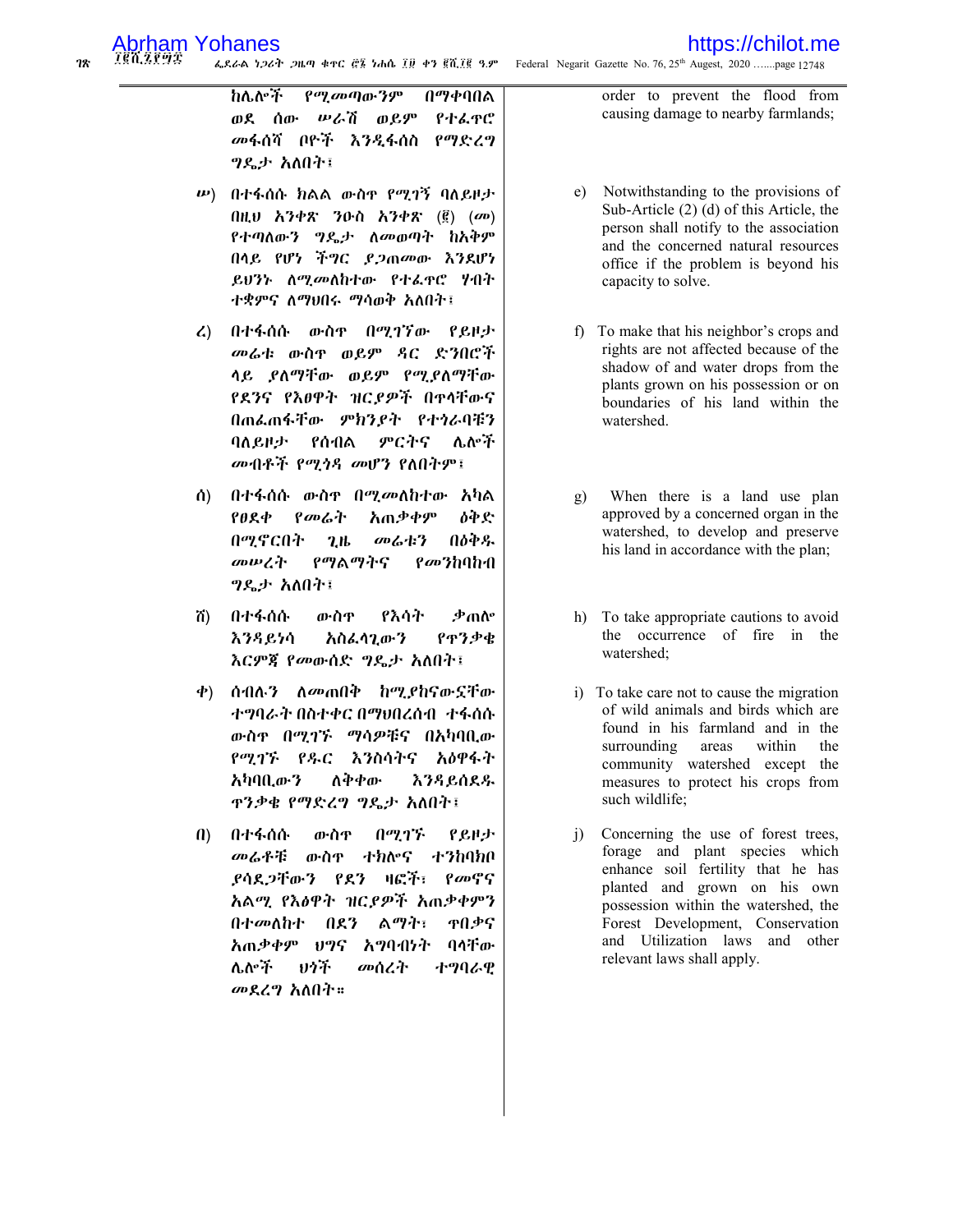ከሌሎች የሚመጣውንም በማቀባበል ወደ ሰው ሠራሽ ወይም የተፈጥሮ መፋሰሻ ቦዮች እንዲፋሰስ የማድረግ ግዴታ አለበት፤

order to prevent the flood from causing damage to nearby farmlands;

ሠ) በተፋሰሱ ክልል ውስጥ የሚገኝ ባለይዞታ በዚህ አንቀጽ ንዑስ አንቀጽ (፪) (መ) የተጣለውን ግዴታ ለመወጣት ከአቅም በላይ የሆነ ችግር ያጋጠመው እንደሆነ ይህንኑ ለሚመለከተው የተፈጥሮ ሃብት ተቋምና ለማህበሩ ማሳወቅ አለበት፤

e) Notwithstanding to the provisions of Sub-Article (2) (d) of this Article, the person shall notify to the association and the concerned natural resources office if the problem is beyond his capacity to solve.

ረ) በተፋሰሱ ውስጥ በሚገኘው የይዞታ መሬቱ ውስጥ ወይም ዳር ድንበሮች ላይ ያለማቸው ወይም የሚያለማቸው የደንና የእፀዋት ዝርያዎች በጥላቸውና በጠፈጠፋቸው ምክንያት የተጎራባቹን ባለይዞታ የሰብል ምርትና ሌሎች መብቶች የሚጎዳ መሆን የለበትም፤

f) To make that his neighbor's crops and rights are not affected because of the shadow of and water drops from the plants grown on his possession or on boundaries of his land within the watershed.

ሰ) በተፋሰሱ ውስጥ በሚመለከተው አካል የፀደቀ የመሬት አጠቃቀም ዕቅድ በሚኖርበት ጊዜ መሬቱን በዕቅዱ መሠረት የማልማትና የመንከባከብ ግዴታ አለበት፤

g) When there is a land use plan approved by a concerned organ in the watershed, to develop and preserve his land in accordance with the plan;

ሸ) በተፋሰሱ ውስጥ የእሳት ቃጠሎ እንዳይነሳ አስፈላጊውን የጥንቃቄ እርምጃ የመውሰድ ግዴታ አለበት፤

h) To take appropriate cautions to avoid the occurrence of fire in the watershed;

ቀ) ሰብሉን ለመጠበቅ ከሚያከናውናቸው ተግባራት በስተቀር በማህበረሰብ ተፋሰሱ ውስጥ በሚገኙ ማሳዎቹና በአካባቢው የሚገኙ የዱር እንስሳትና አዕዋፋት አካባቢውን ለቅቀው እንዳይሰደዱ ጥንቃቄ የማድረግ ግዴታ አለበት፤

i) To take care not to cause the migration of wild animals and birds which are found in his farmland and in the surrounding areas within the community watershed except the measures to protect his crops from such wildlife;

በ) በተፋሰሱ ውስጥ በሚገኙ የይዞታ መሬቶቹ ውስጥ ተክሎና ተንከባክቦ ያሳደጋቸውን የደን ዛፎች፣ የመኖና አልሚ የእፅዋት ዝርያዎች አጠቃቀምን በተመለከተ በደን ልማት፣ ጥበቃና አጠቃቀም ህግና አግባብነት ባላቸው ሌሎች ህጎች መሰረት ተግባራዊ መደረግ አለበት።

j) Concerning the use of forest trees, forage and plant species which enhance soil fertility that he has planted and grown on his own possession within the watershed, the Forest Development, Conservation and Utilization laws and other relevant laws shall apply.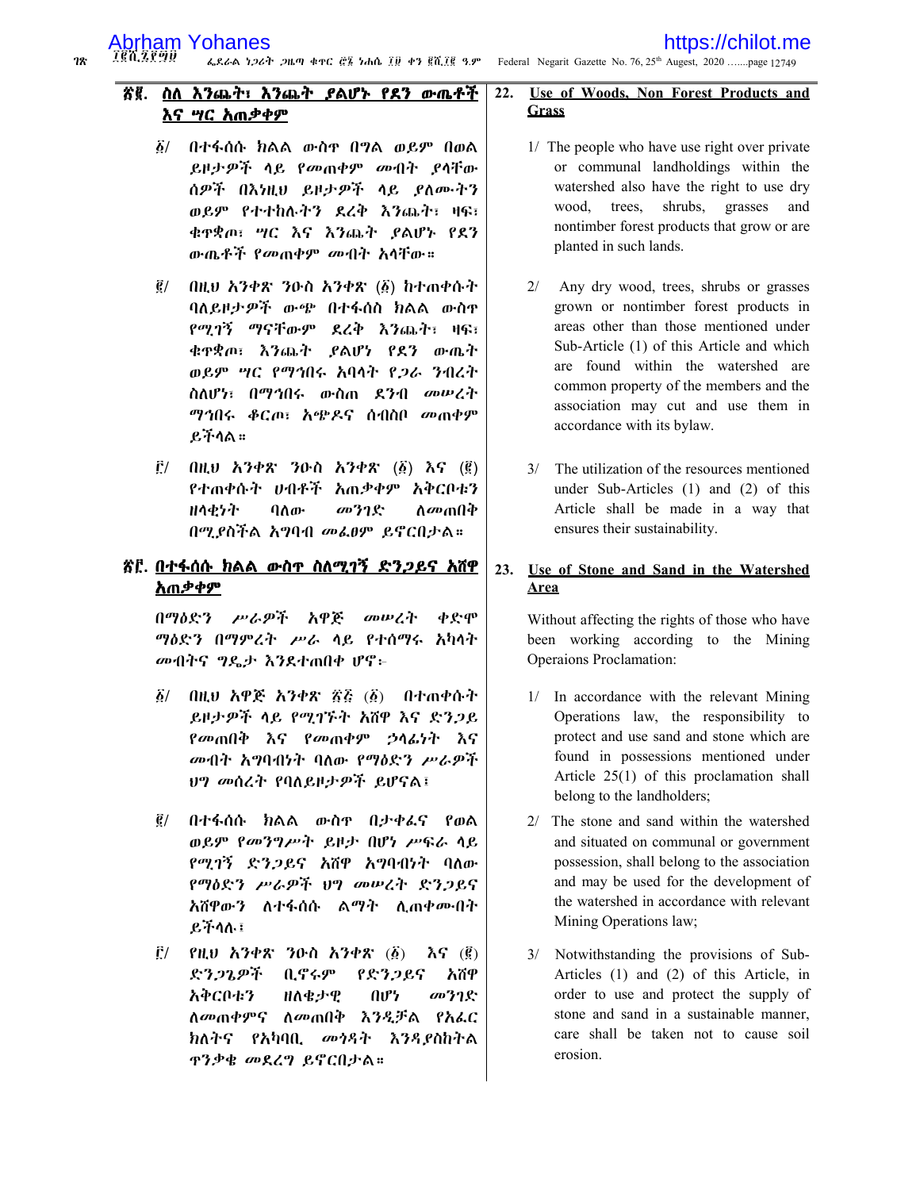## ፳፪. ስለ እንጨት፣ እንጨት ያልሆኑ የደን ውጤቶች እና ሣር አጠቃቀም

፩/ በተፋሰሱ ክልል ውስጥ በግል ወይም በወል ይዞታዎች ላይ የመጠቀም መብት ያላቸው ሰዎች በእነዚህ ይዞታዎች ላይ ያለሙትን ወይም የተተከሉትን ደረቅ እንጨት፣ ዛፍ፣ ቁጥቋጦ፣ ሣር እና እንጨት ያልሆኑ የደን ውጤቶች የመጠቀም መብት አላቸው።

፪/ በዚህ አንቀጽ ንዑስ አንቀጽ (፩) ከተጠቀሱት ባለይዞታዎች ውጭ በተፋሰስ ክልል ውስጥ የሚገኝ ማናቸውም ደረቅ እንጨት፣ ዛፍ፣ ቁጥቋጦ፣ እንጨት ያልሆነ የደን ውጤት ወይም ሣር የማኅበሩ አባላት የጋራ ንብረት ስለሆነ፣ በማኅበሩ ውስጠ ደንብ መሠረት ማኅበሩ ቆርጦ፣ አጭዶና ሰብስቦ መጠቀም ይችላል።

፫/ በዚህ አንቀጽ ንዑስ አንቀጽ (፩) እና (፪) የተጠቀሱት ሀብቶች አጠቃቀም አቅርቦቱን ዘላቂነት ባለው መንገድ ለመጠበቅ በሚያስችል አግባብ መፈፀም ይኖርበታል።

## ፳፫. በተፋሰሱ ክልል ውስጥ ስለሚገኝ ድንጋይና አሸዋ አጠቃቀም

በማዕድን ሥራዎች አዋጅ መሠረት ቀድሞ ማዕድን በማምረት ሥራ ላይ የተሰማሩ አካላት መብትና ግዴታ እንደተጠበቀ ሆኖ፦

፩/ በዚህ አዋጅ አንቀጽ ፳፭ (፩) በተጠቀሱት ይዞታዎች ላይ የሚገኙት አሸዋ እና ድንጋይ የመጠበቅ እና የመጠቀም ኃላፊነት እና መብት አግባብነት ባለው የማዕድን ሥራዎች ህግ መሰረት የባለይዞታዎች ይሆናል፤

፪/ በተፋሰሱ ክልል ውስጥ በታቀፈና የወል ወይም የመንግሥት ይዞታ በሆነ ሥፍራ ላይ የሚገኝ ድንጋይና አሸዋ አግባብነት ባለው የማዕድን ሥራዎች ህግ መሠረት ድንጋይና አሸዋውን ለተፋሰሱ ልማት ሊጠቀሙበት ይችላሉ፤

፫/ የዚህ አንቀጽ ንዑስ አንቀጽ (፩) እና (፪) ድንጋጌዎች ቢኖሩም የድንጋይና አሸዋ አቅርቦቱን ዘለቄታዊ በሆነ መንገድ ለመጠቀምና ለመጠበቅ እንዲቻል የአፈር ክለትና የአካባቢ መጎዳት እንዳያስከትል ጥንቃቄ መደረግ ይኖርበታል።

## 22. Use of Woods, Non Forest Products and Grass

1/ The people who have use right over private or communal landholdings within the watershed also have the right to use dry wood, trees, shrubs, grasses and nontimber forest products that grow or are planted in such lands.

2/ Any dry wood, trees, shrubs or grasses grown or nontimber forest products in areas other than those mentioned under Sub-Article (1) of this Article and which are found within the watershed are common property of the members and the association may cut and use them in accordance with its bylaw.

3/ The utilization of the resources mentioned under Sub-Articles (1) and (2) of this Article shall be made in a way that ensures their sustainability.

## 23. Use of Stone and Sand in the Watershed Area

Without affecting the rights of those who have been working according to the Mining Operaions Proclamation:

1/ In accordance with the relevant Mining Operations law, the responsibility to protect and use sand and stone which are found in possessions mentioned under Article 25(1) of this proclamation shall belong to the landholders;

2/ The stone and sand within the watershed and situated on communal or government possession, shall belong to the association and may be used for the development of the watershed in accordance with relevant Mining Operations law;

3/ Notwithstanding the provisions of Sub-Articles (1) and (2) of this Article, in order to use and protect the supply of stone and sand in a sustainable manner, care shall be taken not to cause soil erosion.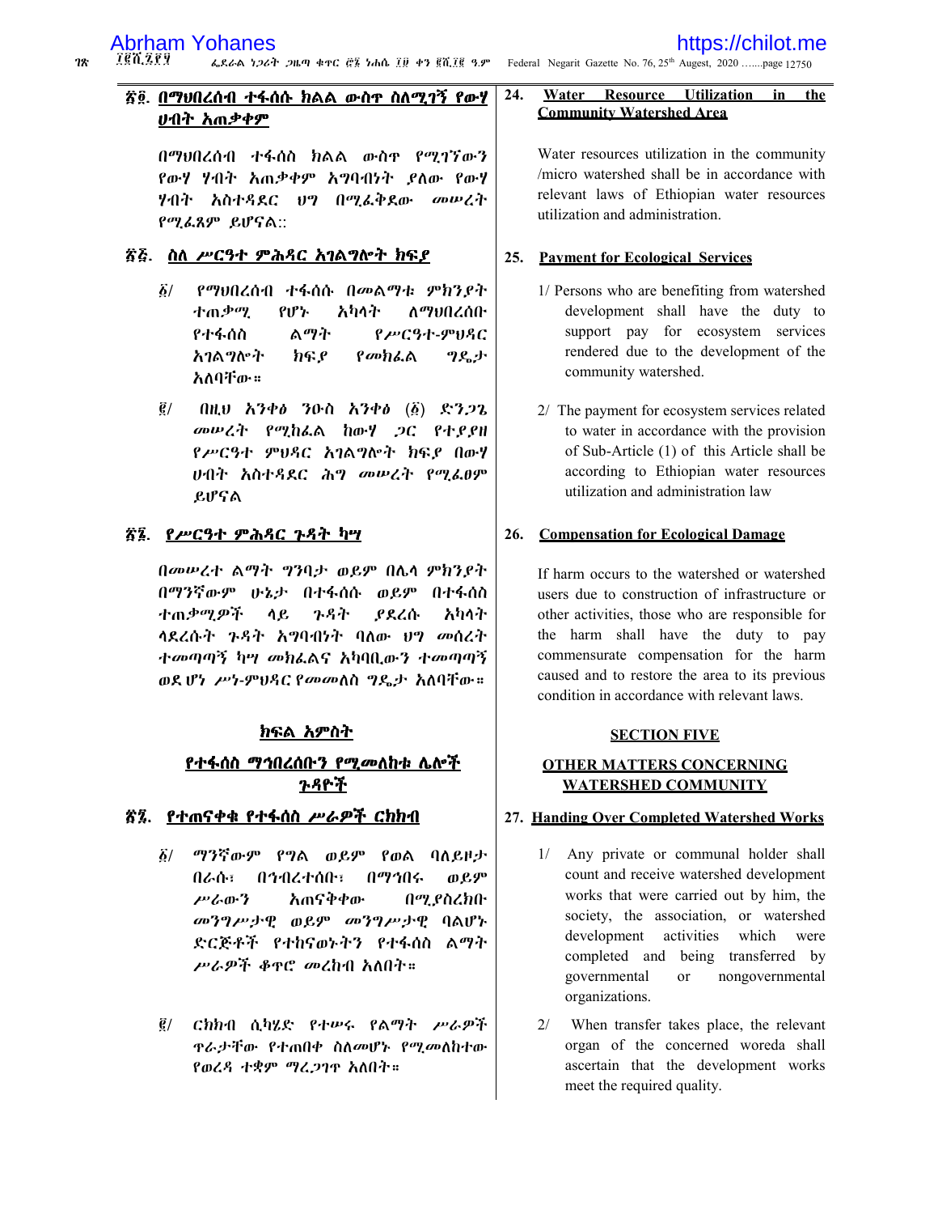## ፳፬. በማህበረሰብ ተፋሰሱ ክልል ውስጥ ስለሚገኝ የውሃ ሀብት አጠቃቀም

በማህበረሰብ ተፋሰስ ክልል ውስጥ የሚገኘውን የውሃ ሃብት አጠቃቀም አግባብነት ያለው የውሃ ሃብት አስተዳደር ህግ በሚፈቅደው መሠረት የሚፈጸም ይሆናል፡፡

## ፳፭. ስለ ሥርዓተ ምሕዳር አገልግሎት ክፍያ

፩/ የማህበረሰብ ተፋሰሱ በመልማቱ ምክንያት ተጠቃሚ የሆኑ አካላት ለማህበረሰቡ የተፋሰስ ልማት የሥርዓተ-ምህዳር አገልግሎት ክፍያ የመክፈል ግዴታ አለባቸው።

፪/ በዚህ አንቀፅ ንዑስ አንቀፅ (፩) ድንጋጌ መሠረት የሚከፈል ከውሃ ጋር የተያያዘ የሥርዓተ ምህዳር አገልግሎት ክፍያ በውሃ ሀብት አስተዳደር ሕግ መሠረት የሚፈፀም ይሆናል

## ፳፮. የሥርዓተ ምሕዳር ጉዳት ካሣ

በመሠረተ ልማት ግንባታ ወይም በሌላ ምክንያት በማንኛውም ሁኔታ በተፋሰሱ ወይም በተፋሰስ ተጠቃሚዎች ላይ ጉዳት ያደረሱ አካላት ላደረሱት ጉዳት አግባብነት ባለው ህግ መሰረት ተመጣጣኝ ካሣ መክፈልና አካባቢውን ተመጣጣኝ ወደ ሆነ ሥነ-ምህዳር የመመለስ ግዴታ አለባቸው።

## ክፍል አምስት

## የተፋሰስ ማኅበረሰቡን የሚመለከቱ ሌሎች ጉዳዮች

## ፳፯. የተጠናቀቁ የተፋሰስ ሥራዎች ርክክብ

፩/ ማንኛውም የግል ወይም የወል ባለይዞታ በራሱ፣ በኅብረተሰቡ፣ በማኅበሩ ወይም ሥራውን አጠናቅቀው በሚያስረክቡ መንግሥታዊ ወይም መንግሥታዊ ባልሆኑ ድርጅቶች የተከናወኑትን የተፋሰስ ልማት ሥራዎች ቆጥሮ መረከብ አለበት።

፪/ ርክክብ ሲካሄድ የተሠሩ የልማት ሥራዎች ጥራታቸው የተጠበቀ ስለመሆኑ የሚመለከተው የወረዳ ተቋም ማረጋገጥ አለበት።

## 24. Water Resource Utilization in the Community Watershed Area

Water resources utilization in the community /micro watershed shall be in accordance with relevant laws of Ethiopian water resources utilization and administration.

## 25. Payment for Ecological Services

1/ Persons who are benefiting from watershed development shall have the duty to support pay for ecosystem services rendered due to the development of the community watershed.

2/ The payment for ecosystem services related to water in accordance with the provision of Sub-Article (1) of this Article shall be according to Ethiopian water resources utilization and administration law

## 26. Compensation for Ecological Damage

If harm occurs to the watershed or watershed users due to construction of infrastructure or other activities, those who are responsible for the harm shall have the duty to pay commensurate compensation for the harm caused and to restore the area to its previous condition in accordance with relevant laws.

## SECTION FIVE

## OTHER MATTERS CONCERNING WATERSHED COMMUNITY

## 27. Handing Over Completed Watershed Works

1/ Any private or communal holder shall count and receive watershed development works that were carried out by him, the society, the association, or watershed development activities which were completed and being transferred by governmental or nongovernmental organizations.

2/ When transfer takes place, the relevant organ of the concerned woreda shall ascertain that the development works meet the required quality.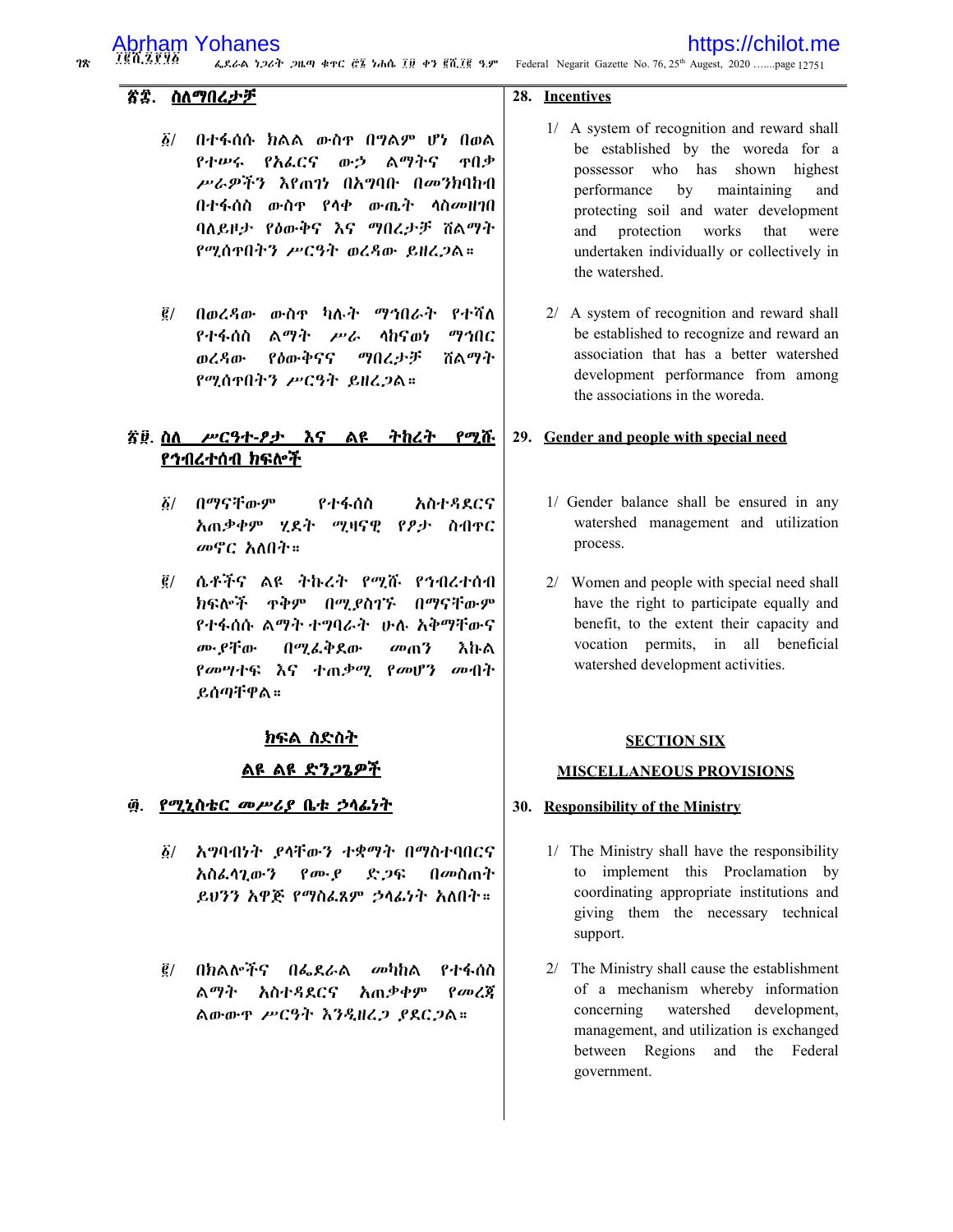## ፳፰. ስለማበረታቻ

፩/ በተፋሰሱ ክልል ውስጥ በግልም ሆነ በወል የተሠሩ የአፈርና ውኃ ልማትና ጥበቃ ሥራዎችን እየጠገነ በአግባቡ በመንከባከብ በተፋሰስ ውስጥ የላቀ ውጤት ላስመዘገበ ባለይዞታ የዕውቅና እና ማበረታቻ ሽልማት የሚሰጥበትን ሥርዓት ወረዳው ይዘረጋል።

፪/ በወረዳው ውስጥ ካሉት ማኅበራት የተሻለ የተፋሰስ ልማት ሥራ ላከናወነ ማኅበር ወረዳው የዕውቅናና ማበረታቻ ሽልማት የሚሰጥበትን ሥርዓት ይዘረጋል።

## ፳፱. ስለ ሥርዓተ-ፆታ እና ልዩ ትኩረት የሚሹ የኅብረተሰብ ክፍሎች

፩/ በማናቸውም የተፋሰስ አስተዳደርና አጠቃቀም ሂደት ሚዛናዊ የፆታ ስብጥር መኖር አለበት።

፪/ ሴቶችና ልዩ ትኩረት የሚሹ የኅብረተሰብ ክፍሎች ጥቅም በሚያስገኙ በማናቸውም የተፋሰሱ ልማት ተግባራት ሁሉ አቅማቸውና ሙያቸው በሚፈቅደው መጠን እኩል የመሣተፍ እና ተጠቃሚ የመሆን መብት ይሰጣቸዋል።

## ክፍል ስድስት

## ልዩ ልዩ ድንጋጌዎች

## ፴. የሚኒስቴር መሥሪያ ቤቱ ኃላፊነት

፩/ አግባብነት ያላቸውን ተቋማት በማስተባበርና አስፈላጊውን የሙያ ድጋፍ በመስጠት ይህንን አዋጅ የማስፈጸም ኃላፊነት አለበት።

፪/ በክልሎችና በፌደራል መካከል የተፋሰስ ልማት አስተዳደርና አጠቃቀም የመረጃ ልውውጥ ሥርዓት እንዲዘረጋ ያደርጋል።

## 28. Incentives

1/ A system of recognition and reward shall be established by the woreda for a possessor who has shown highest performance by maintaining and protecting soil and water development and protection works that were undertaken individually or collectively in the watershed.

2/ A system of recognition and reward shall be established to recognize and reward an association that has a better watershed development performance from among the associations in the woreda.

## 29. Gender and people with special need

1/ Gender balance shall be ensured in any watershed management and utilization process.

2/ Women and people with special need shall have the right to participate equally and benefit, to the extent their capacity and vocation permits, in all beneficial watershed development activities.

## SECTION SIX

## MISCELLANEOUS PROVISIONS

## 30. Responsibility of the Ministry

1/ The Ministry shall have the responsibility to implement this Proclamation by coordinating appropriate institutions and giving them the necessary technical support.

2/ The Ministry shall cause the establishment of a mechanism whereby information concerning watershed development, management, and utilization is exchanged between Regions and the Federal government.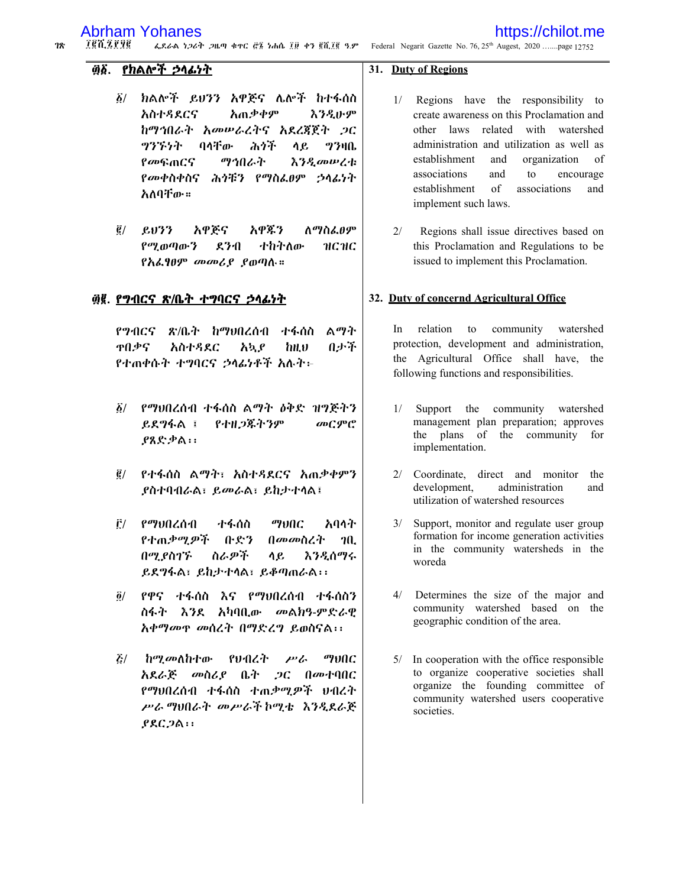## ፴፩. የክልሎች ኃላፊነት

፩/ ክልሎች ይህንን አዋጅና ሌሎች ከተፋሰስ አስተዳደርና አጠቃቀም እንዲሁም ከማኅበራት አመሠራረትና አደረጃጀት ጋር ግንኙነት ባላቸው ሕጎች ላይ ግንዛቤ የመፍጠርና ማኅበራት እንዲመሠረቱ የመቀስቀስና ሕጎቹን የማስፈፀም ኃላፊነት አለባቸው።

፪/ ይህንን አዋጅና አዋጁን ለማስፈፀም የሚወጣውን ደንብ ተከትለው ዝርዝር የአፈፃፀም መመሪያ ያወጣሉ።

## ፴፪. የግብርና ጽ/ቤት ተግባርና ኃላፊነት

የግብርና ጽ/ቤት ከማህበረሰብ ተፋሰስ ልማት ጥበቃና አስተዳደር አኳያ ከዚህ በታች የተጠቀሱት ተግባርና ኃላፊነቶች አሉት፦

፩/ የማህበረሰብ ተፋሰስ ልማት ዕቅድ ዝግጅትን ይደግፋል ፣ የተዘጋጁትንም መርምሮ ያጸድቃል፡፡

፪/ የተፋሰስ ልማት፣ አስተዳደርና አጠቃቀምን ያስተባብራል፣ ይመራል፣ ይከታተላል፣

፫/ የማህበረሰብ ተፋሰስ ማህበር አባላት የተጠቃሚዎች ቡድን በመመስረት ገቢ በሚያስገኙ ስራዎች ላይ እንዲሰማሩ ይደግፋል፣ ይከታተላል፣ ይቆጣጠራል፡፡

፬/ የዋና ተፋሰስ እና የማህበረሰብ ተፋሰስን ስፋት እንደ አካባቢው መልክዓ-ምድራዊ አቀማመጥ መሰረት በማድረግ ይወስናል፡፡

፭/ ከሚመለከተው የህብረት ሥራ ማህበር አደራጅ መስሪያ ቤት ጋር በመተባበር የማህበረሰብ ተፋሰስ ተጠቃሚዎች ህብረት ሥራ ማህበራት መሥራች ኮሚቴ እንዲደራጅ ያደርጋል፡፡

## 31. Duty of Regions

1/ Regions have the responsibility to create awareness on this Proclamation and other laws related with watershed administration and utilization as well as establishment and organization of associations and to encourage establishment of associations and implement such laws.

2/ Regions shall issue directives based on this Proclamation and Regulations to be issued to implement this Proclamation.

## 32. Duty of concernd Agricultural Office

In relation to community watershed protection, development and administration, the Agricultural Office shall have, the following functions and responsibilities.

1/ Support the community watershed management plan preparation; approves the plans of the community for implementation.

2/ Coordinate, direct and monitor the development, administration and utilization of watershed resources

3/ Support, monitor and regulate user group formation for income generation activities in the community watersheds in the woreda

4/ Determines the size of the major and community watershed based on the geographic condition of the area.

5/ In cooperation with the office responsible to organize cooperative societies shall organize the founding committee of community watershed users cooperative societies.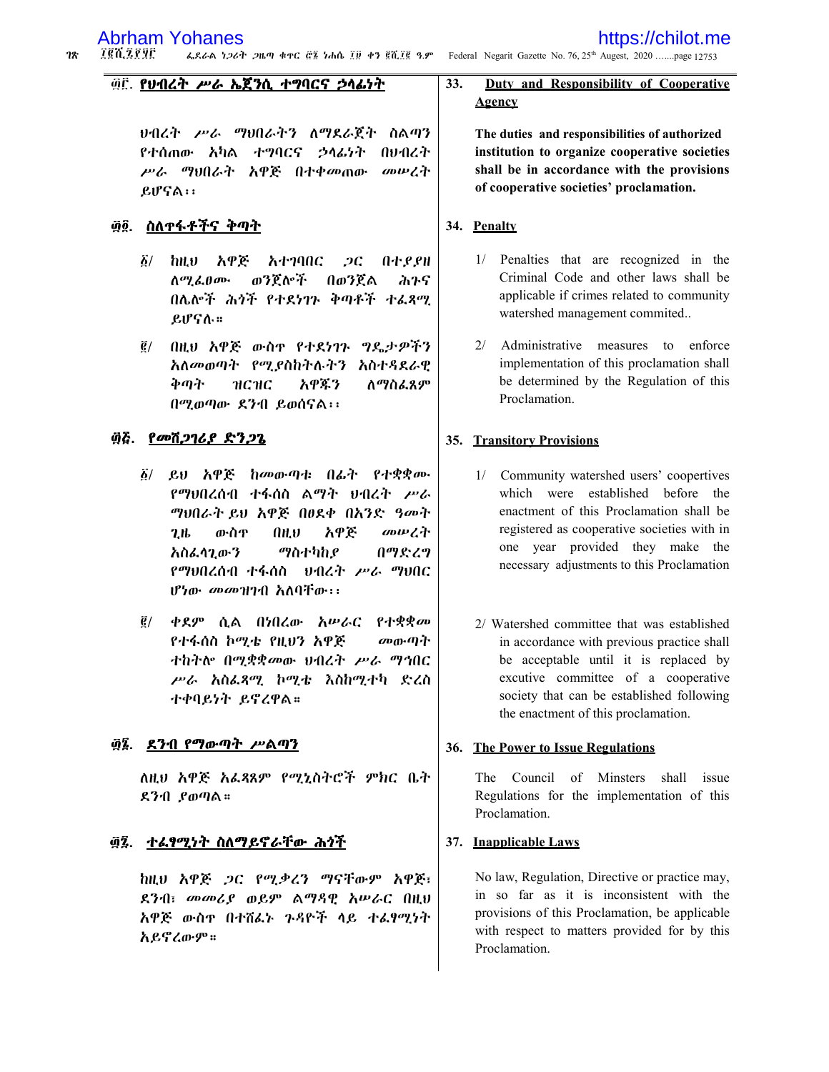## ፴፫. የህብረት ሥራ ኤጀንሲ ተግባርና ኃላፊነት

ህብረት ሥራ ማህበራትን ለማደራጀት ስልጣን የተሰጠው አካል ተግባርና ኃላፊነት በህብረት ሥራ ማህበራት አዋጅ በተቀመጠው መሠረት ይሆናል፡፡

## ፴፬. ስለጥፋቶችና ቅጣት

፩/ ከዚህ አዋጅ አተገባበር ጋር በተያያዘ ለሚፈፀሙ ወንጀሎች በወንጀል ሕጉና በሌሎች ሕጎች የተደነገጉ ቅጣቶች ተፈጻሚ ይሆናሉ።

፪/ በዚህ አዋጅ ውስጥ የተደነገጉ ግዴታዎችን አለመወጣት የሚያስከትሉትን አስተዳደራዊ ቅጣት ዝርዝር አዋጁን ለማስፈጸም በሚወጣው ደንብ ይወሰናል፡፡

## ፴፭. የመሸጋገሪያ ድንጋጌ

፩/ ይህ አዋጅ ከመውጣቱ በፊት የተቋቋሙ የማህበረሰብ ተፋሰስ ልማት ህብረት ሥራ ማህበራት ይህ አዋጅ በፀደቀ በአንድ ዓመት ጊዜ ውስጥ በዚህ አዋጅ መሠረት አስፈላጊውን ማስተካከያ በማድረግ የማህበረሰብ ተፋሰስ ህብረት ሥራ ማህበር ሆነው መመዝገብ አለባቸው፡፡

፪/ ቀደም ሲል በነበረው አሠራር የተቋቋመ የተፋሰስ ኮሚቴ የዚህን አዋጅ መውጣት ተከትሎ በሚቋቋመው ህብረት ሥራ ማኅበር ሥራ አስፈጻሚ ኮሚቴ እስከሚተካ ድረስ ተቀባይነት ይኖረዋል።

## ፴፮. ደንብ የማውጣት ሥልጣን

ለዚህ አዋጅ አፈጻጸም የሚኒስትሮች ምክር ቤት ደንብ ያወጣል።

## ፴፯. ተፈፃሚነት ስለማይኖራቸው ሕጎች

ከዚህ አዋጅ ጋር የሚቃረን ማናቸውም አዋጅ፣ ደንብ፣ መመሪያ ወይም ልማዳዊ አሠራር በዚህ አዋጅ ውስጥ በተሸፈኑ ጉዳዮች ላይ ተፈፃሚነት አይኖረውም።

## 33. Duty and Responsibility of Cooperative Agency

**The duties and responsibilities of authorized institution to organize cooperative societies shall be in accordance with the provisions of cooperative societies' proclamation.**

## 34. Penalty

1/ Penalties that are recognized in the Criminal Code and other laws shall be applicable if crimes related to community watershed management commited..

2/ Administrative measures to enforce implementation of this proclamation shall be determined by the Regulation of this Proclamation.

## 35. Transitory Provisions

1/ Community watershed users' coopertives which were established before the enactment of this Proclamation shall be registered as cooperative societies with in one year provided they make the necessary adjustments to this Proclamation

2/ Watershed committee that was established in accordance with previous practice shall be acceptable until it is replaced by excutive committee of a cooperative society that can be established following the enactment of this proclamation.

## 36. The Power to Issue Regulations

The Council of Minsters shall issue Regulations for the implementation of this Proclamation.

## 37. Inapplicable Laws

No law, Regulation, Directive or practice may, in so far as it is inconsistent with the provisions of this Proclamation, be applicable with respect to matters provided for by this Proclamation.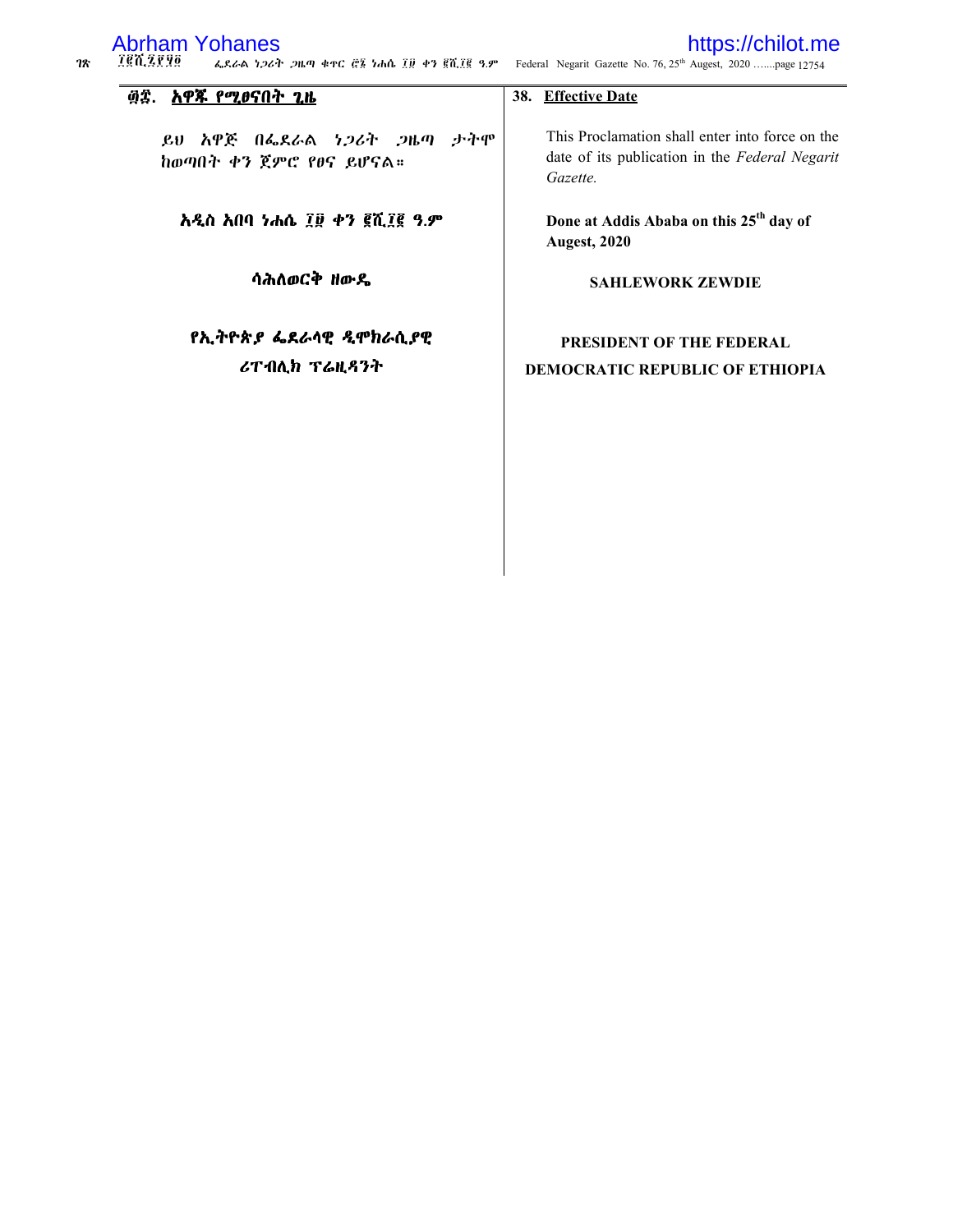## ፴፰. አዋጁ የሚፀናበት ጊዜ

ይህ አዋጅ በፌደራል ነጋሪት ጋዜጣ ታትሞ ከወጣበት ቀን ጀምሮ የፀና ይሆናል።

**አዲስ አበባ ነሐሴ ፲፱ ቀን ፪ሺ፲፪ ዓ.ም**

**ሳሕለወርቅ ዘውዴ**

**የኢትዮጵያ ፌደራላዊ ዲሞክራሲያዊ ሪፐብሊክ ፕሬዚዳንት**

## 38. Effective Date

This Proclamation shall enter into force on the date of its publication in the *Federal Negarit Gazette.*

**Done at Addis Ababa on this 25th day of Augest, 2020**

**SAHLEWORK ZEWDIE**

**PRESIDENT OF THE FEDERAL DEMOCRATIC REPUBLIC OF ETHIOPIA**